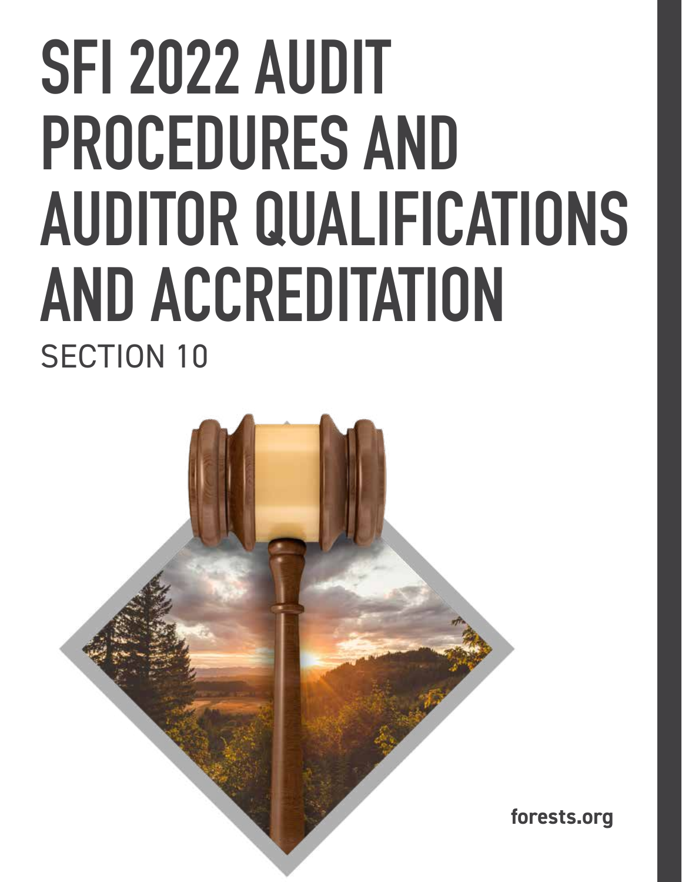# SFI 2022 AUDIT PROCEDURES AND AUDITOR QUALIFICATIONS AND ACCREDITATION

## SECTION 10

forests.org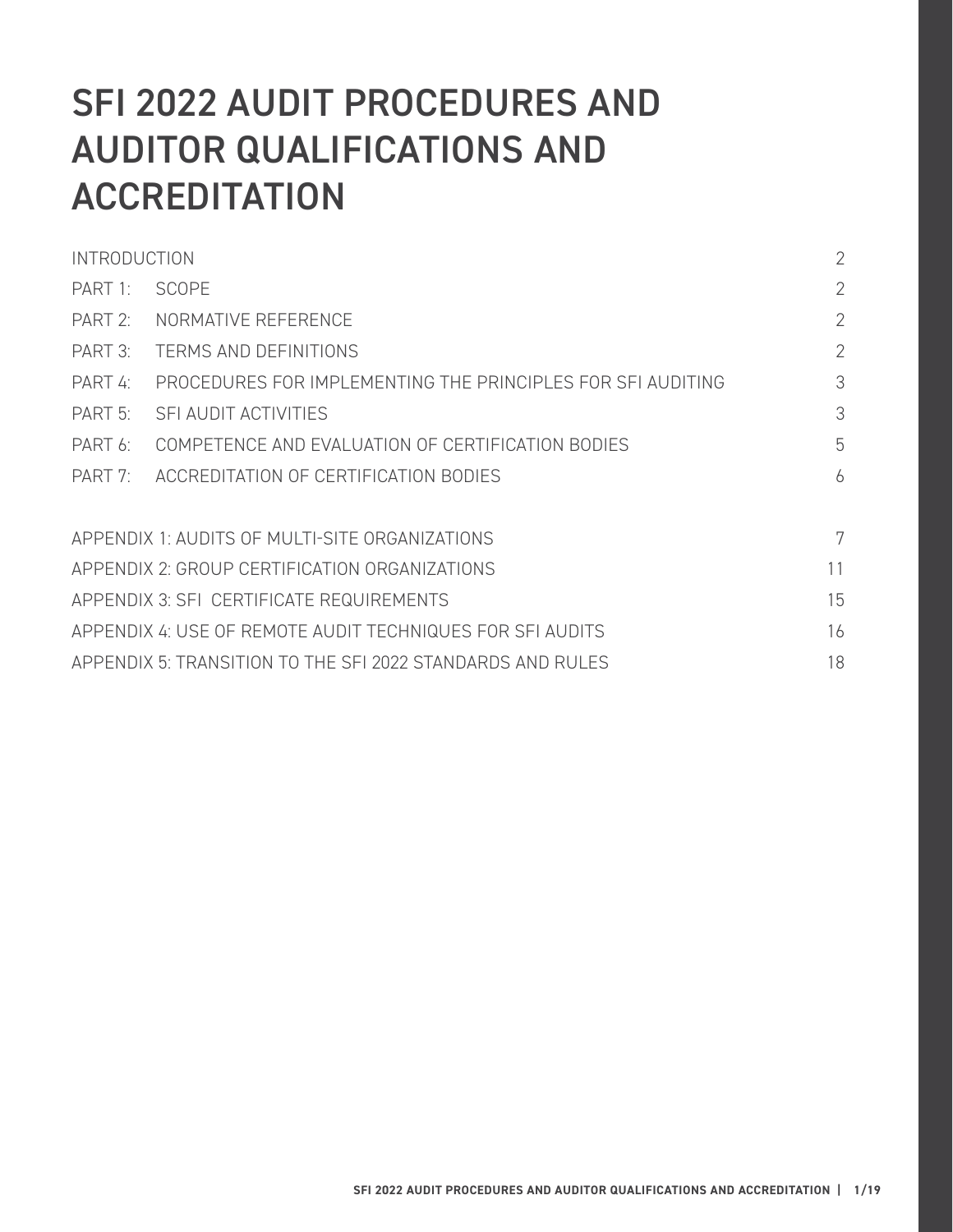# SFI 2022 AUDIT PROCEDURES AND AUDITOR QUALIFICATIONS AND ACCREDITATION

| | | |
|---|---|---|
| INTRODUCTION | | 2 |
| PART 1: | SCOPE | 2 |
| PART 2: | NORMATIVE REFERENCE | 2 |
| PART 3: | TERMS AND DEFINITIONS | 2 |
| PART 4: | PROCEDURES FOR IMPLEMENTING THE PRINCIPLES FOR SFI AUDITING | 3 |
| PART 5: | SFI AUDIT ACTIVITIES | 3 |
| PART 6: | COMPETENCE AND EVALUATION OF CERTIFICATION BODIES | 5 |
| PART 7: | ACCREDITATION OF CERTIFICATION BODIES | 6 |

| | |
|---|---|
| APPENDIX 1: AUDITS OF MULTI-SITE ORGANIZATIONS | 7 |
| APPENDIX 2: GROUP CERTIFICATION ORGANIZATIONS | 11 |
| APPENDIX 3: SFI CERTIFICATE REQUIREMENTS | 15 |
| APPENDIX 4: USE OF REMOTE AUDIT TECHNIQUES FOR SFI AUDITS | 16 |
| APPENDIX 5: TRANSITION TO THE SFI 2022 STANDARDS AND RULES | 18 |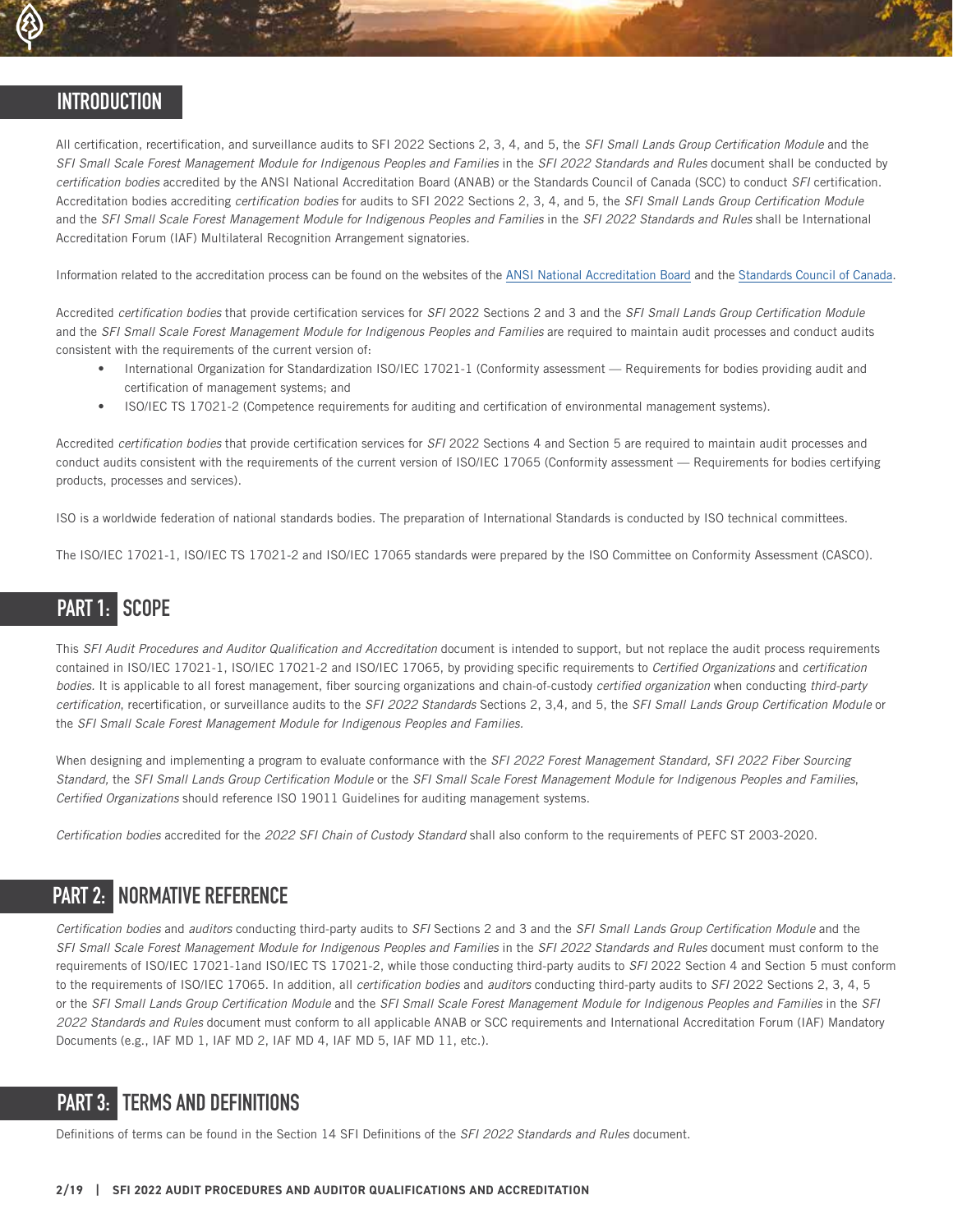## INTRODUCTION

All certification, recertification, and surveillance audits to SFI 2022 Sections 2, 3, 4, and 5, the *SFI Small Lands Group Certification Module* and the *SFI Small Scale Forest Management Module for Indigenous Peoples and Families* in the *SFI 2022 Standards and Rules* document shall be conducted by *certification bodies* accredited by the ANSI National Accreditation Board (ANAB) or the Standards Council of Canada (SCC) to conduct *SFI* certification. Accreditation bodies accrediting *certification bodies* for audits to SFI 2022 Sections 2, 3, 4, and 5, the *SFI Small Lands Group Certification Module* and the *SFI Small Scale Forest Management Module for Indigenous Peoples and Families* in the *SFI 2022 Standards and Rules* shall be International Accreditation Forum (IAF) Multilateral Recognition Arrangement signatories.

Information related to the accreditation process can be found on the websites of the ANSI National Accreditation Board and the Standards Council of Canada.

Accredited *certification bodies* that provide certification services for *SFI* 2022 Sections 2 and 3 and the *SFI Small Lands Group Certification Module* and the *SFI Small Scale Forest Management Module for Indigenous Peoples and Families* are required to maintain audit processes and conduct audits consistent with the requirements of the current version of:

- International Organization for Standardization ISO/IEC 17021-1 (Conformity assessment — Requirements for bodies providing audit and certification of management systems; and
- ISO/IEC TS 17021-2 (Competence requirements for auditing and certification of environmental management systems).

Accredited *certification bodies* that provide certification services for *SFI* 2022 Sections 4 and Section 5 are required to maintain audit processes and conduct audits consistent with the requirements of the current version of ISO/IEC 17065 (Conformity assessment — Requirements for bodies certifying products, processes and services).

ISO is a worldwide federation of national standards bodies. The preparation of International Standards is conducted by ISO technical committees.

The ISO/IEC 17021-1, ISO/IEC TS 17021-2 and ISO/IEC 17065 standards were prepared by the ISO Committee on Conformity Assessment (CASCO).

## PART 1: SCOPE

This *SFI Audit Procedures and Auditor Qualification and Accreditation* document is intended to support, but not replace the audit process requirements contained in ISO/IEC 17021-1, ISO/IEC 17021-2 and ISO/IEC 17065, by providing specific requirements to *Certified Organizations* and *certification bodies.* It is applicable to all forest management, fiber sourcing organizations and chain-of-custody *certified organization* when conducting *third-party certification*, recertification, or surveillance audits to the *SFI 2022 Standards* Sections 2, 3,4, and 5, the *SFI Small Lands Group Certification Module* or the *SFI Small Scale Forest Management Module for Indigenous Peoples and Families.*

When designing and implementing a program to evaluate conformance with the *SFI 2022 Forest Management Standard, SFI 2022 Fiber Sourcing Standard,* the *SFI Small Lands Group Certification Module* or the *SFI Small Scale Forest Management Module for Indigenous Peoples and Families*, *Certified Organizations* should reference ISO 19011 Guidelines for auditing management systems.

*Certification bodies* accredited for the *2022 SFI Chain of Custody Standard* shall also conform to the requirements of PEFC ST 2003-2020.

## PART 2: NORMATIVE REFERENCE

*Certification bodies* and *auditors* conducting third-party audits to *SFI* Sections 2 and 3 and the *SFI Small Lands Group Certification Module* and the *SFI Small Scale Forest Management Module for Indigenous Peoples and Families* in the *SFI 2022 Standards and Rules* document must conform to the requirements of ISO/IEC 17021-1and ISO/IEC TS 17021-2, while those conducting third-party audits to *SFI* 2022 Section 4 and Section 5 must conform to the requirements of ISO/IEC 17065. In addition, all *certification bodies* and *auditors* conducting third-party audits to *SFI* 2022 Sections 2, 3, 4, 5 or the *SFI Small Lands Group Certification Module* and the *SFI Small Scale Forest Management Module for Indigenous Peoples and Families* in the *SFI 2022 Standards and Rules* document must conform to all applicable ANAB or SCC requirements and International Accreditation Forum (IAF) Mandatory Documents (e.g., IAF MD 1, IAF MD 2, IAF MD 4, IAF MD 5, IAF MD 11, etc.).

## PART 3: TERMS AND DEFINITIONS

Definitions of terms can be found in the Section 14 SFI Definitions of the *SFI 2022 Standards and Rules* document.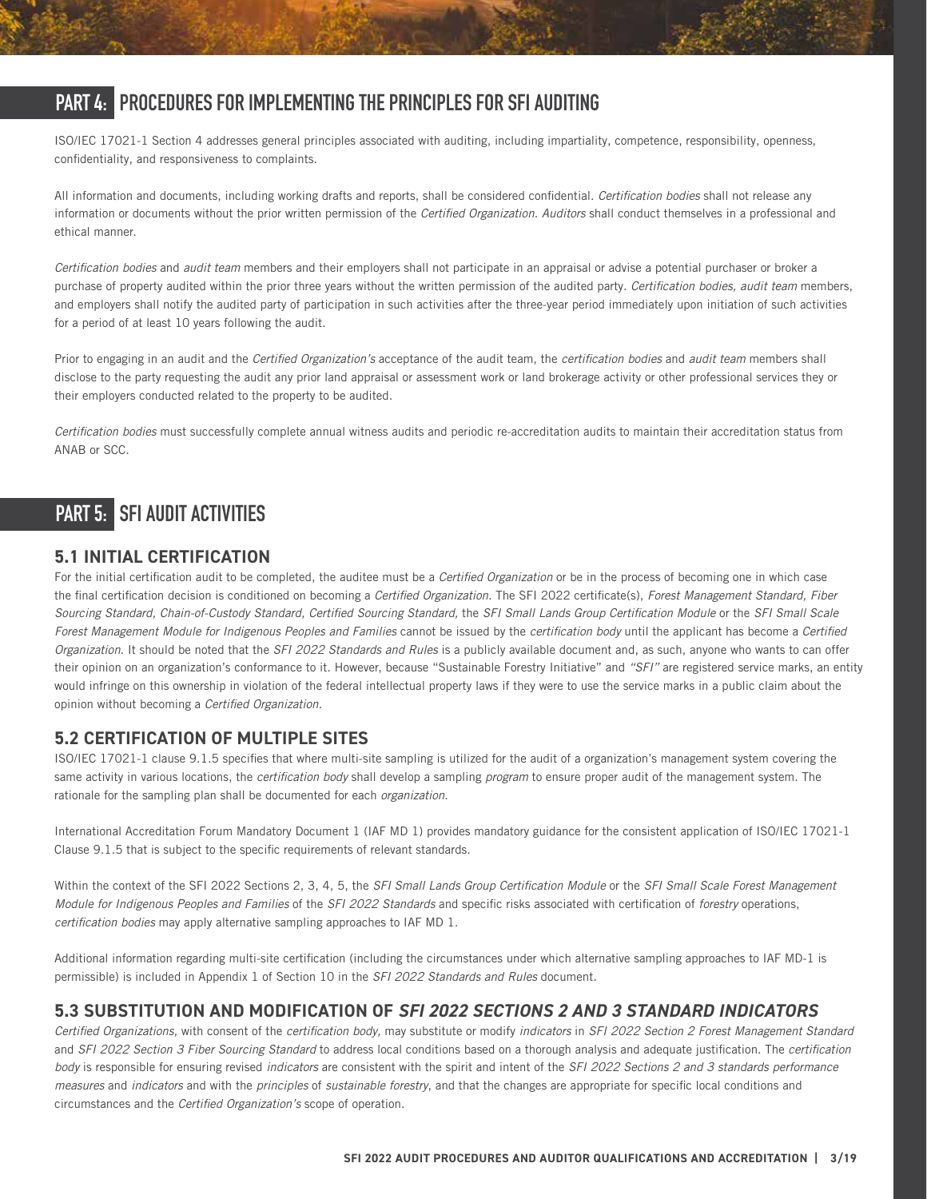## PART 4: PROCEDURES FOR IMPLEMENTING THE PRINCIPLES FOR SFI AUDITING

ISO/IEC 17021-1 Section 4 addresses general principles associated with auditing, including impartiality, competence, responsibility, openness, confidentiality, and responsiveness to complaints.

All information and documents, including working drafts and reports, shall be considered confidential. *Certification bodies* shall not release any information or documents without the prior written permission of the *Certified Organization*. *Auditors* shall conduct themselves in a professional and ethical manner.

*Certification bodies* and *audit team* members and their employers shall not participate in an appraisal or advise a potential purchaser or broker a purchase of property audited within the prior three years without the written permission of the audited party. *Certification bodies, audit team* members, and employers shall notify the audited party of participation in such activities after the three-year period immediately upon initiation of such activities for a period of at least 10 years following the audit.

Prior to engaging in an audit and the *Certified Organization's* acceptance of the audit team, the *certification bodies* and *audit team* members shall disclose to the party requesting the audit any prior land appraisal or assessment work or land brokerage activity or other professional services they or their employers conducted related to the property to be audited.

*Certification bodies* must successfully complete annual witness audits and periodic re-accreditation audits to maintain their accreditation status from ANAB or SCC.

## PART 5: SFI AUDIT ACTIVITIES

### 5.1 INITIAL CERTIFICATION

For the initial certification audit to be completed, the auditee must be a *Certified Organization* or be in the process of becoming one in which case the final certification decision is conditioned on becoming a *Certified Organization*. The SFI 2022 certificate(s), *Forest Management Standard, Fiber Sourcing Standard, Chain-of-Custody Standard, Certified Sourcing Standard,* the *SFI Small Lands Group Certification Module* or the *SFI Small Scale Forest Management Module for Indigenous Peoples and Families* cannot be issued by the *certification body* until the applicant has become a *Certified Organization*. It should be noted that the *SFI 2022 Standards and Rules* is a publicly available document and, as such, anyone who wants to can offer their opinion on an organization's conformance to it. However, because "Sustainable Forestry Initiative" and *"SFI"* are registered service marks, an entity would infringe on this ownership in violation of the federal intellectual property laws if they were to use the service marks in a public claim about the opinion without becoming a *Certified Organization*.

### 5.2 CERTIFICATION OF MULTIPLE SITES

ISO/IEC 17021-1 clause 9.1.5 specifies that where multi-site sampling is utilized for the audit of a organization's management system covering the same activity in various locations, the *certification body* shall develop a sampling *program* to ensure proper audit of the management system. The rationale for the sampling plan shall be documented for each *organization*.

International Accreditation Forum Mandatory Document 1 (IAF MD 1) provides mandatory guidance for the consistent application of ISO/IEC 17021-1 Clause 9.1.5 that is subject to the specific requirements of relevant standards.

Within the context of the SFI 2022 Sections 2, 3, 4, 5, the *SFI Small Lands Group Certification Module* or the *SFI Small Scale Forest Management Module for Indigenous Peoples and Families* of the *SFI 2022 Standards* and specific risks associated with certification of *forestry* operations, *certification bodies* may apply alternative sampling approaches to IAF MD 1.

Additional information regarding multi-site certification (including the circumstances under which alternative sampling approaches to IAF MD-1 is permissible) is included in Appendix 1 of Section 10 in the *SFI 2022 Standards and Rules* document.

### 5.3 SUBSTITUTION AND MODIFICATION OF *SFI 2022 SECTIONS 2 AND 3 STANDARD INDICATORS*

*Certified Organizations,* with consent of the *certification body,* may substitute or modify *indicators* in *SFI 2022 Section 2 Forest Management Standard* and *SFI 2022 Section 3 Fiber Sourcing Standard* to address local conditions based on a thorough analysis and adequate justification. The *certification body* is responsible for ensuring revised *indicators* are consistent with the spirit and intent of the *SFI 2022 Sections 2 and 3 standards performance measures* and *indicators* and with the *principles* of *sustainable forestry*, and that the changes are appropriate for specific local conditions and circumstances and the *Certified Organization's* scope of operation.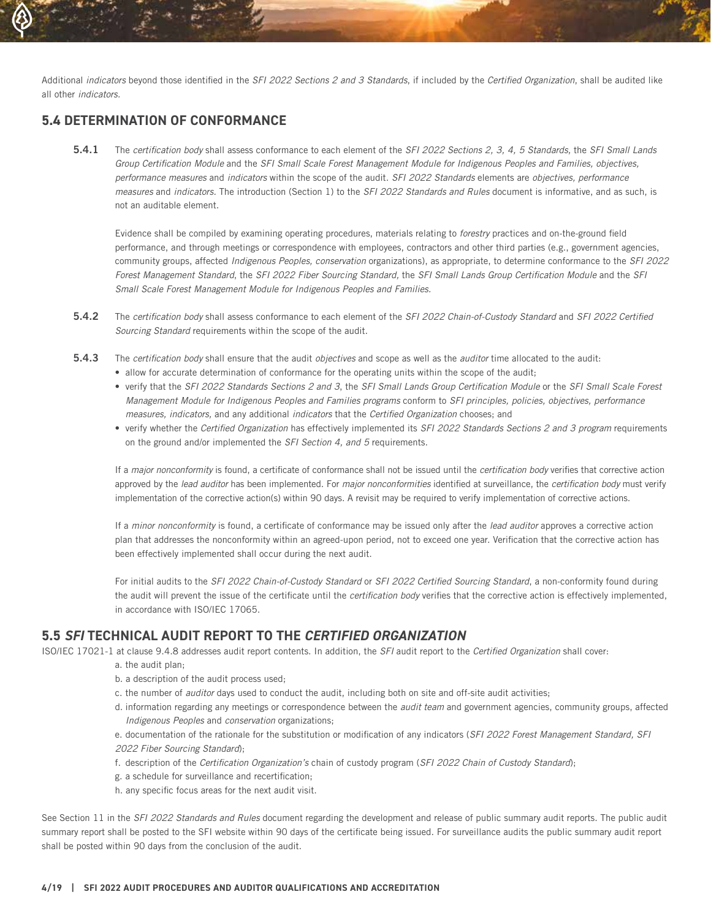Additional *indicators* beyond those identified in the *SFI 2022 Sections 2 and 3 Standards*, if included by the *Certified Organization*, shall be audited like all other *indicators*.

## 5.4 DETERMINATION OF CONFORMANCE

**5.4.1** The *certification body* shall assess conformance to each element of the *SFI 2022 Sections 2, 3, 4, 5 Standards,* the *SFI Small Lands Group Certification Module* and the *SFI Small Scale Forest Management Module for Indigenous Peoples and Families, objectives, performance measures* and *indicators* within the scope of the audit. *SFI 2022 Standards* elements are *objectives, performance measures* and *indicators*. The introduction (Section 1) to the *SFI 2022 Standards and Rules* document is informative, and as such, is not an auditable element.

Evidence shall be compiled by examining operating procedures, materials relating to *forestry* practices and on-the-ground field performance, and through meetings or correspondence with employees, contractors and other third parties (e.g., government agencies, community groups, affected *Indigenous Peoples, conservation* organizations), as appropriate, to determine conformance to the *SFI 2022 Forest Management Standard*, the *SFI 2022 Fiber Sourcing Standard,* the *SFI Small Lands Group Certification Module* and the *SFI Small Scale Forest Management Module for Indigenous Peoples and Families*.

**5.4.2** The *certification body* shall assess conformance to each element of the *SFI 2022 Chain-of-Custody Standard* and *SFI 2022 Certified Sourcing Standard* requirements within the scope of the audit.

**5.4.3** The *certification body* shall ensure that the audit *objectives* and scope as well as the *auditor* time allocated to the audit:

- allow for accurate determination of conformance for the operating units within the scope of the audit;
- verify that the *SFI 2022 Standards Sections 2 and 3*, the *SFI Small Lands Group Certification Module* or the *SFI Small Scale Forest Management Module for Indigenous Peoples and Families programs* conform to *SFI principles, policies, objectives, performance measures, indicators,* and any additional *indicators* that the *Certified Organization* chooses; and
- verify whether the *Certified Organization* has effectively implemented its *SFI 2022 Standards Sections 2 and 3 program* requirements on the ground and/or implemented the *SFI Section 4, and 5* requirements.

If a *major nonconformity* is found, a certificate of conformance shall not be issued until the *certification body* verifies that corrective action approved by the *lead auditor* has been implemented. For *major nonconformities* identified at surveillance, the *certification body* must verify implementation of the corrective action(s) within 90 days. A revisit may be required to verify implementation of corrective actions.

If a *minor nonconformity* is found, a certificate of conformance may be issued only after the *lead auditor* approves a corrective action plan that addresses the nonconformity within an agreed-upon period, not to exceed one year. Verification that the corrective action has been effectively implemented shall occur during the next audit.

For initial audits to the *SFI 2022 Chain-of-Custody Standard* or *SFI 2022 Certified Sourcing Standard*, a non-conformity found during the audit will prevent the issue of the certificate until the *certification body* verifies that the corrective action is effectively implemented, in accordance with ISO/IEC 17065.

## 5.5 *SFI* TECHNICAL AUDIT REPORT TO THE *CERTIFIED ORGANIZATION*

ISO/IEC 17021-1 at clause 9.4.8 addresses audit report contents. In addition, the *SFI* audit report to the *Certified Organization* shall cover:

a. the audit plan;
b. a description of the audit process used;
c. the number of *auditor* days used to conduct the audit, including both on site and off-site audit activities;
d. information regarding any meetings or correspondence between the *audit team* and government agencies, community groups, affected *Indigenous Peoples* and *conservation* organizations;
e. documentation of the rationale for the substitution or modification of any indicators (*SFI 2022 Forest Management Standard, SFI 2022 Fiber Sourcing Standard*);
f. description of the *Certification Organization's* chain of custody program (*SFI 2022 Chain of Custody Standard*);
g. a schedule for surveillance and recertification;
h. any specific focus areas for the next audit visit.

See Section 11 in the *SFI 2022 Standards and Rules* document regarding the development and release of public summary audit reports. The public audit summary report shall be posted to the SFI website within 90 days of the certificate being issued. For surveillance audits the public summary audit report shall be posted within 90 days from the conclusion of the audit.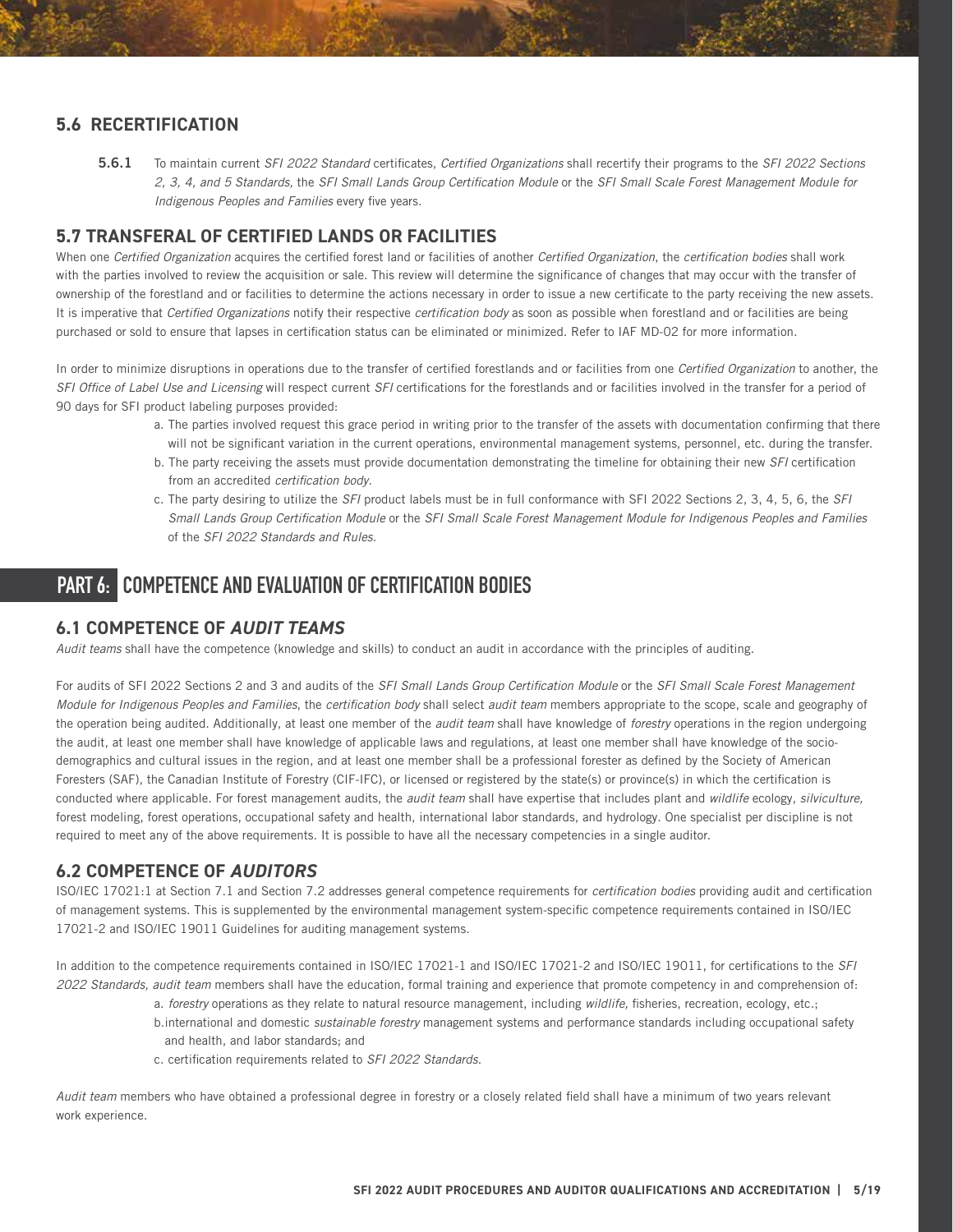## 5.6 RECERTIFICATION

**5.6.1** To maintain current *SFI 2022 Standard* certificates, *Certified Organizations* shall recertify their programs to the *SFI 2022 Sections 2, 3, 4, and 5 Standards,* the *SFI Small Lands Group Certification Module* or the *SFI Small Scale Forest Management Module for Indigenous Peoples and Families* every five years.

## 5.7 TRANSFERAL OF CERTIFIED LANDS OR FACILITIES

When one *Certified Organization* acquires the certified forest land or facilities of another *Certified Organization*, the *certification bodies* shall work with the parties involved to review the acquisition or sale. This review will determine the significance of changes that may occur with the transfer of ownership of the forestland and or facilities to determine the actions necessary in order to issue a new certificate to the party receiving the new assets. It is imperative that *Certified Organizations* notify their respective *certification body* as soon as possible when forestland and or facilities are being purchased or sold to ensure that lapses in certification status can be eliminated or minimized. Refer to IAF MD-02 for more information.

In order to minimize disruptions in operations due to the transfer of certified forestlands and or facilities from one *Certified Organization* to another, the *SFI Office of Label Use and Licensing* will respect current *SFI* certifications for the forestlands and or facilities involved in the transfer for a period of 90 days for SFI product labeling purposes provided:

a. The parties involved request this grace period in writing prior to the transfer of the assets with documentation confirming that there will not be significant variation in the current operations, environmental management systems, personnel, etc. during the transfer.
b. The party receiving the assets must provide documentation demonstrating the timeline for obtaining their new *SFI* certification from an accredited *certification body.*
c. The party desiring to utilize the *SFI* product labels must be in full conformance with SFI 2022 Sections 2, 3, 4, 5, 6, the *SFI Small Lands Group Certification Module* or the *SFI Small Scale Forest Management Module for Indigenous Peoples and Families* of the *SFI 2022 Standards and Rules.*

# PART 6: COMPETENCE AND EVALUATION OF CERTIFICATION BODIES

## 6.1 COMPETENCE OF *AUDIT TEAMS*

*Audit teams* shall have the competence (knowledge and skills) to conduct an audit in accordance with the principles of auditing.

For audits of SFI 2022 Sections 2 and 3 and audits of the *SFI Small Lands Group Certification Module* or the *SFI Small Scale Forest Management Module for Indigenous Peoples and Families*, the *certification body* shall select *audit team* members appropriate to the scope, scale and geography of the operation being audited. Additionally, at least one member of the *audit team* shall have knowledge of *forestry* operations in the region undergoing the audit, at least one member shall have knowledge of applicable laws and regulations, at least one member shall have knowledge of the socio-demographics and cultural issues in the region, and at least one member shall be a professional forester as defined by the Society of American Foresters (SAF), the Canadian Institute of Forestry (CIF-IFC), or licensed or registered by the state(s) or province(s) in which the certification is conducted where applicable. For forest management audits, the *audit team* shall have expertise that includes plant and *wildlife* ecology, *silviculture,* forest modeling, forest operations, occupational safety and health, international labor standards, and hydrology. One specialist per discipline is not required to meet any of the above requirements. It is possible to have all the necessary competencies in a single auditor.

## 6.2 COMPETENCE OF *AUDITORS*

ISO/IEC 17021:1 at Section 7.1 and Section 7.2 addresses general competence requirements for *certification bodies* providing audit and certification of management systems. This is supplemented by the environmental management system-specific competence requirements contained in ISO/IEC 17021-2 and ISO/IEC 19011 Guidelines for auditing management systems.

In addition to the competence requirements contained in ISO/IEC 17021-1 and ISO/IEC 17021-2 and ISO/IEC 19011, for certifications to the *SFI 2022 Standards, audit team* members shall have the education, formal training and experience that promote competency in and comprehension of:

a. *forestry* operations as they relate to natural resource management, including *wildlife,* fisheries, recreation, ecology, etc.;
b. international and domestic *sustainable forestry* management systems and performance standards including occupational safety and health, and labor standards; and
c. certification requirements related to *SFI 2022 Standards.*

*Audit team* members who have obtained a professional degree in forestry or a closely related field shall have a minimum of two years relevant work experience.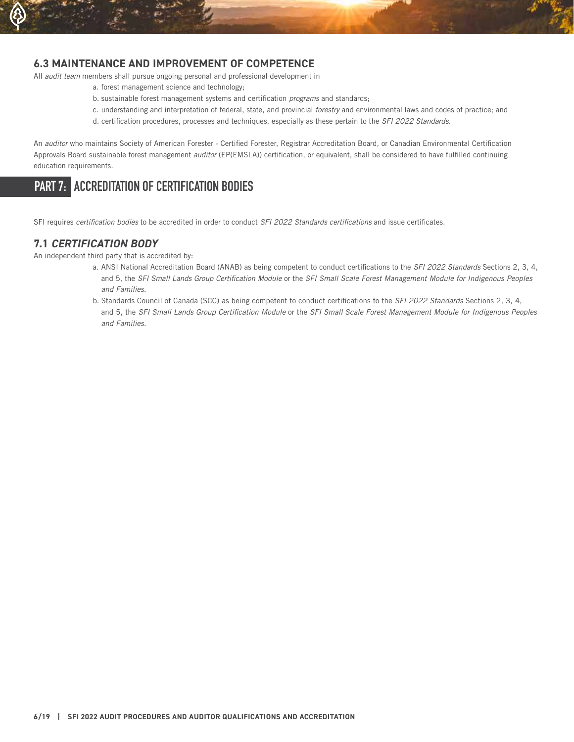### 6.3 MAINTENANCE AND IMPROVEMENT OF COMPETENCE

All *audit team* members shall pursue ongoing personal and professional development in

a. forest management science and technology;
b. sustainable forest management systems and certification *programs* and standards;
c. understanding and interpretation of federal, state, and provincial *forestry* and environmental laws and codes of practice; and
d. certification procedures, processes and techniques, especially as these pertain to the *SFI 2022 Standards.*

An *auditor* who maintains Society of American Forester - Certified Forester, Registrar Accreditation Board, or Canadian Environmental Certification Approvals Board sustainable forest management *auditor* (EP(EMSLA)) certification, or equivalent, shall be considered to have fulfilled continuing education requirements.

## PART 7: ACCREDITATION OF CERTIFICATION BODIES

SFI requires *certification bodies* to be accredited in order to conduct *SFI 2022 Standards certifications* and issue certificates.

### 7.1 *CERTIFICATION BODY*

An independent third party that is accredited by:

a. ANSI National Accreditation Board (ANAB) as being competent to conduct certifications to the *SFI 2022 Standards* Sections 2, 3, 4, and 5, the *SFI Small Lands Group Certification Module* or the *SFI Small Scale Forest Management Module for Indigenous Peoples and Families.*
b. Standards Council of Canada (SCC) as being competent to conduct certifications to the *SFI 2022 Standards* Sections 2, 3, 4, and 5, the *SFI Small Lands Group Certification Module* or the *SFI Small Scale Forest Management Module for Indigenous Peoples and Families.*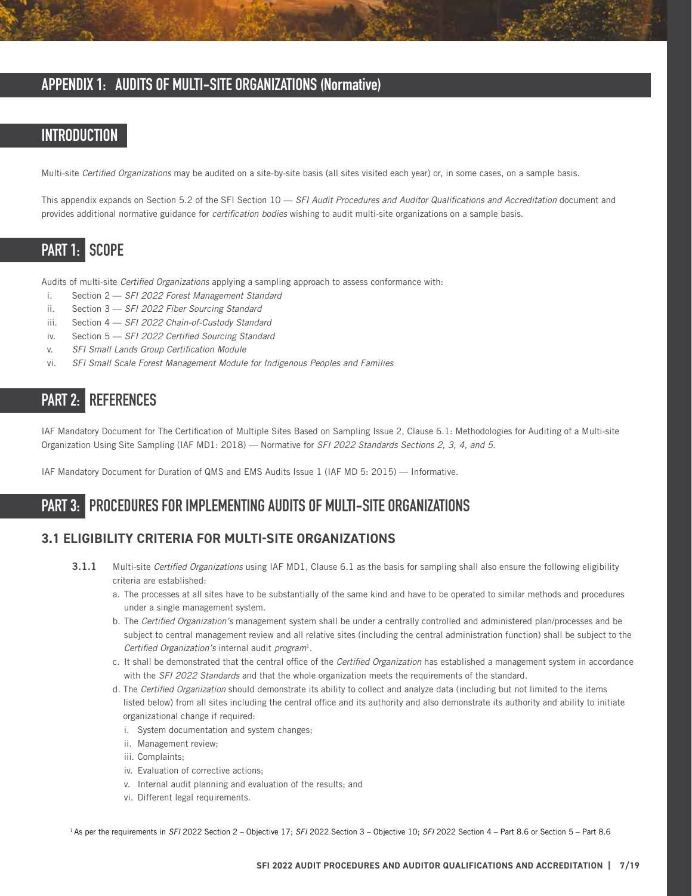# APPENDIX 1: AUDITS OF MULTI-SITE ORGANIZATIONS (Normative)

## INTRODUCTION

Multi-site *Certified Organizations* may be audited on a site-by-site basis (all sites visited each year) or, in some cases, on a sample basis.

This appendix expands on Section 5.2 of the SFI Section 10 — *SFI Audit Procedures and Auditor Qualifications and Accreditation* document and provides additional normative guidance for *certification bodies* wishing to audit multi-site organizations on a sample basis.

## PART 1: SCOPE

Audits of multi-site *Certified Organizations* applying a sampling approach to assess conformance with:

i. Section 2 — *SFI 2022 Forest Management Standard*
ii. Section 3 — *SFI 2022 Fiber Sourcing Standard*
iii. Section 4 — *SFI 2022 Chain-of-Custody Standard*
iv. Section 5 — *SFI 2022 Certified Sourcing Standard*
v. *SFI Small Lands Group Certification Module*
vi. *SFI Small Scale Forest Management Module for Indigenous Peoples and Families*

## PART 2: REFERENCES

IAF Mandatory Document for The Certification of Multiple Sites Based on Sampling Issue 2, Clause 6.1: Methodologies for Auditing of a Multi-site Organization Using Site Sampling (IAF MD1: 2018) — Normative for *SFI 2022 Standards Sections 2, 3, 4, and 5.*

IAF Mandatory Document for Duration of QMS and EMS Audits Issue 1 (IAF MD 5: 2015) — Informative.

## PART 3: PROCEDURES FOR IMPLEMENTING AUDITS OF MULTI-SITE ORGANIZATIONS

### 3.1 ELIGIBILITY CRITERIA FOR MULTI-SITE ORGANIZATIONS

**3.1.1** Multi-site *Certified Organizations* using IAF MD1, Clause 6.1 as the basis for sampling shall also ensure the following eligibility criteria are established:

a. The processes at all sites have to be substantially of the same kind and have to be operated to similar methods and procedures under a single management system.
b. The *Certified Organization's* management system shall be under a centrally controlled and administered plan/processes and be subject to central management review and all relative sites (including the central administration function) shall be subject to the *Certified Organization's* internal audit *program*[1].
c. It shall be demonstrated that the central office of the *Certified Organization* has established a management system in accordance with the *SFI 2022 Standards* and that the whole organization meets the requirements of the standard.
d. The *Certified Organization* should demonstrate its ability to collect and analyze data (including but not limited to the items listed below) from all sites including the central office and its authority and also demonstrate its authority and ability to initiate organizational change if required:
    i. System documentation and system changes;
    ii. Management review;
    iii. Complaints;
    iv. Evaluation of corrective actions;
    v. Internal audit planning and evaluation of the results; and
    vi. Different legal requirements.

[1] As per the requirements in *SFI* 2022 Section 2 – Objective 17; *SFI* 2022 Section 3 – Objective 10; *SFI* 2022 Section 4 – Part 8.6 or Section 5 – Part 8.6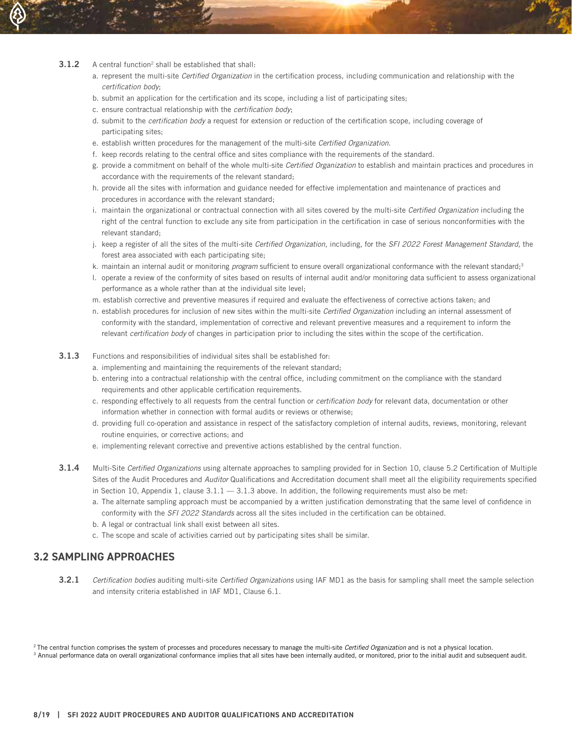**3.1.2** A central function[2] shall be established that shall:

a. represent the multi-site *Certified Organization* in the certification process, including communication and relationship with the *certification body*;
b. submit an application for the certification and its scope, including a list of participating sites;
c. ensure contractual relationship with the *certification body*;
d. submit to the *certification body* a request for extension or reduction of the certification scope, including coverage of participating sites;
e. establish written procedures for the management of the multi-site *Certified Organization*.
f. keep records relating to the central office and sites compliance with the requirements of the standard.
g. provide a commitment on behalf of the whole multi-site *Certified Organization* to establish and maintain practices and procedures in accordance with the requirements of the relevant standard;
h. provide all the sites with information and guidance needed for effective implementation and maintenance of practices and procedures in accordance with the relevant standard;
i. maintain the organizational or contractual connection with all sites covered by the multi-site *Certified Organization* including the right of the central function to exclude any site from participation in the certification in case of serious nonconformities with the relevant standard;
j. keep a register of all the sites of the multi-site *Certified Organization*, including, for the *SFI 2022 Forest Management Standard*, the forest area associated with each participating site;
k. maintain an internal audit or monitoring *program* sufficient to ensure overall organizational conformance with the relevant standard;[3]
l. operate a review of the conformity of sites based on results of internal audit and/or monitoring data sufficient to assess organizational performance as a whole rather than at the individual site level;
m. establish corrective and preventive measures if required and evaluate the effectiveness of corrective actions taken; and
n. establish procedures for inclusion of new sites within the multi-site *Certified Organization* including an internal assessment of conformity with the standard, implementation of corrective and relevant preventive measures and a requirement to inform the relevant *certification body* of changes in participation prior to including the sites within the scope of the certification.

**3.1.3** Functions and responsibilities of individual sites shall be established for:

a. implementing and maintaining the requirements of the relevant standard;
b. entering into a contractual relationship with the central office, including commitment on the compliance with the standard requirements and other applicable certification requirements.
c. responding effectively to all requests from the central function or *certification body* for relevant data, documentation or other information whether in connection with formal audits or reviews or otherwise;
d. providing full co-operation and assistance in respect of the satisfactory completion of internal audits, reviews, monitoring, relevant routine enquiries, or corrective actions; and
e. implementing relevant corrective and preventive actions established by the central function.

**3.1.4** Multi-Site *Certified Organizations* using alternate approaches to sampling provided for in Section 10, clause 5.2 Certification of Multiple Sites of the Audit Procedures and *Auditor* Qualifications and Accreditation document shall meet all the eligibility requirements specified in Section 10, Appendix 1, clause 3.1.1 — 3.1.3 above. In addition, the following requirements must also be met:

a. The alternate sampling approach must be accompanied by a written justification demonstrating that the same level of confidence in conformity with the *SFI 2022 Standards* across all the sites included in the certification can be obtained.
b. A legal or contractual link shall exist between all sites.
c. The scope and scale of activities carried out by participating sites shall be similar.

## 3.2 SAMPLING APPROACHES

**3.2.1** *Certification bodies* auditing multi-site *Certified Organizations* using IAF MD1 as the basis for sampling shall meet the sample selection and intensity criteria established in IAF MD1, Clause 6.1.

[2] The central function comprises the system of processes and procedures necessary to manage the multi-site *Certified Organization* and is not a physical location.

[3] Annual performance data on overall organizational conformance implies that all sites have been internally audited, or monitored, prior to the initial audit and subsequent audit.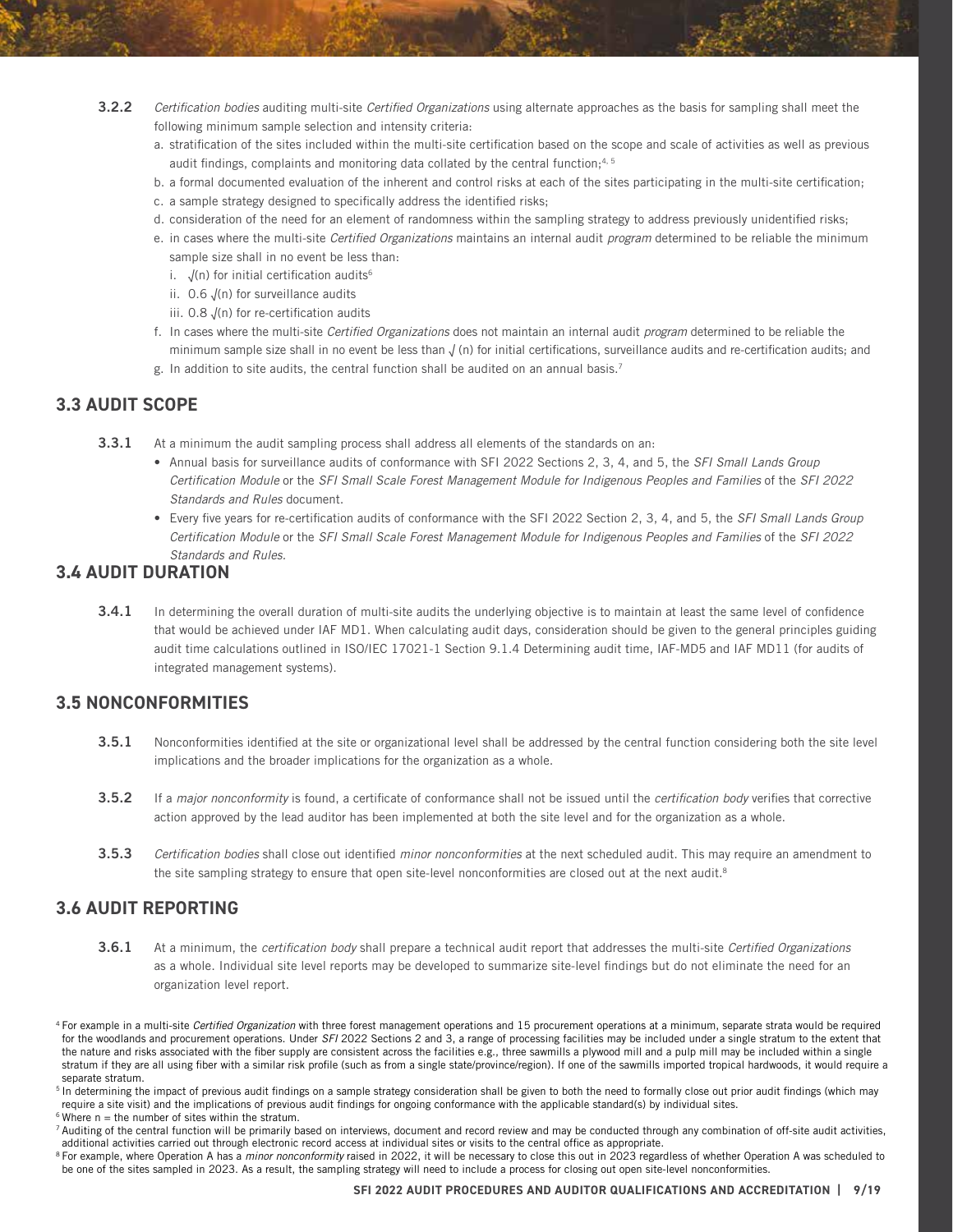**3.2.2** *Certification bodies* auditing multi-site *Certified Organizations* using alternate approaches as the basis for sampling shall meet the following minimum sample selection and intensity criteria:

a. stratification of the sites included within the multi-site certification based on the scope and scale of activities as well as previous audit findings, complaints and monitoring data collated by the central function;[4, 5]

b. a formal documented evaluation of the inherent and control risks at each of the sites participating in the multi-site certification;

c. a sample strategy designed to specifically address the identified risks;

d. consideration of the need for an element of randomness within the sampling strategy to address previously unidentified risks;

e. in cases where the multi-site *Certified Organizations* maintains an internal audit *program* determined to be reliable the minimum sample size shall in no event be less than:

   i. $\sqrt{n}$ for initial certification audits[6]

   ii. $0.6\sqrt{n}$ for surveillance audits

   iii. $0.8\sqrt{n}$ for re-certification audits

f. In cases where the multi-site *Certified Organizations* does not maintain an internal audit *program* determined to be reliable the minimum sample size shall in no event be less than $\sqrt{n}$ for initial certifications, surveillance audits and re-certification audits; and

g. In addition to site audits, the central function shall be audited on an annual basis.[7]

## 3.3 AUDIT SCOPE

**3.3.1** At a minimum the audit sampling process shall address all elements of the standards on an:

- Annual basis for surveillance audits of conformance with SFI 2022 Sections 2, 3, 4, and 5, the *SFI Small Lands Group Certification Module* or the *SFI Small Scale Forest Management Module for Indigenous Peoples and Families* of the *SFI 2022 Standards and Rules* document.
- Every five years for re-certification audits of conformance with the SFI 2022 Section 2, 3, 4, and 5, the *SFI Small Lands Group Certification Module* or the *SFI Small Scale Forest Management Module for Indigenous Peoples and Families* of the *SFI 2022 Standards and Rules.*

## 3.4 AUDIT DURATION

**3.4.1** In determining the overall duration of multi-site audits the underlying objective is to maintain at least the same level of confidence that would be achieved under IAF MD1. When calculating audit days, consideration should be given to the general principles guiding audit time calculations outlined in ISO/IEC 17021-1 Section 9.1.4 Determining audit time, IAF-MD5 and IAF MD11 (for audits of integrated management systems).

## 3.5 NONCONFORMITIES

**3.5.1** Nonconformities identified at the site or organizational level shall be addressed by the central function considering both the site level implications and the broader implications for the organization as a whole.

**3.5.2** If a *major nonconformity* is found, a certificate of conformance shall not be issued until the *certification body* verifies that corrective action approved by the lead auditor has been implemented at both the site level and for the organization as a whole.

**3.5.3** *Certification bodies* shall close out identified *minor nonconformities* at the next scheduled audit. This may require an amendment to the site sampling strategy to ensure that open site-level nonconformities are closed out at the next audit.[8]

## 3.6 AUDIT REPORTING

**3.6.1** At a minimum, the *certification body* shall prepare a technical audit report that addresses the multi-site *Certified Organizations* as a whole. Individual site level reports may be developed to summarize site-level findings but do not eliminate the need for an organization level report.

[4] For example in a multi-site *Certified Organization* with three forest management operations and 15 procurement operations at a minimum, separate strata would be required for the woodlands and procurement operations. Under *SFI* 2022 Sections 2 and 3, a range of processing facilities may be included under a single stratum to the extent that the nature and risks associated with the fiber supply are consistent across the facilities e.g., three sawmills a plywood mill and a pulp mill may be included within a single stratum if they are all using fiber with a similar risk profile (such as from a single state/province/region). If one of the sawmills imported tropical hardwoods, it would require a separate stratum.

[5] In determining the impact of previous audit findings on a sample strategy consideration shall be given to both the need to formally close out prior audit findings (which may require a site visit) and the implications of previous audit findings for ongoing conformance with the applicable standard(s) by individual sites.

[6] Where n = the number of sites within the stratum.

[7] Auditing of the central function will be primarily based on interviews, document and record review and may be conducted through any combination of off-site audit activities, additional activities carried out through electronic record access at individual sites or visits to the central office as appropriate.

[8] For example, where Operation A has a *minor nonconformity* raised in 2022, it will be necessary to close this out in 2023 regardless of whether Operation A was scheduled to be one of the sites sampled in 2023. As a result, the sampling strategy will need to include a process for closing out open site-level nonconformities.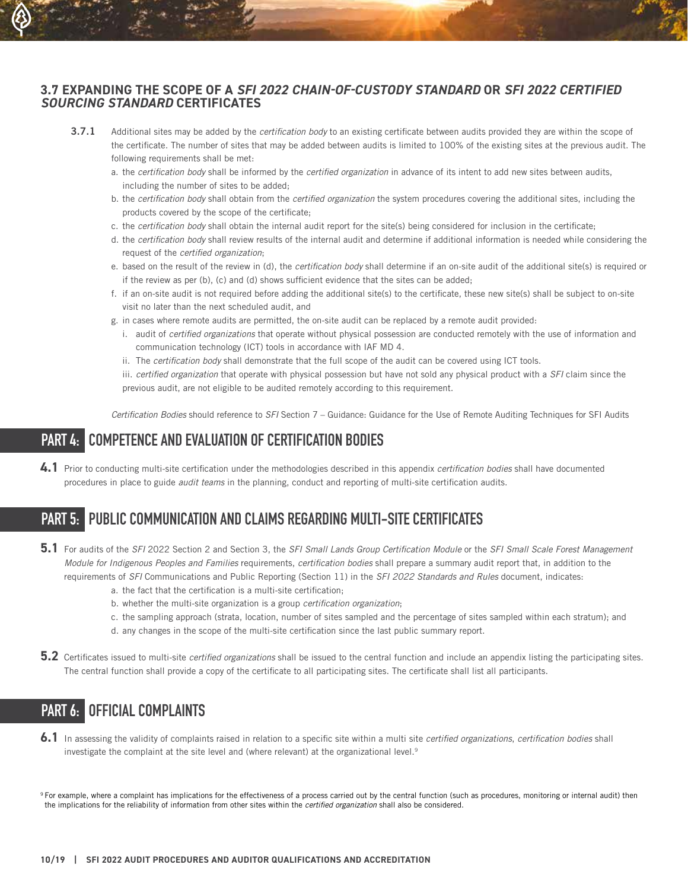## 3.7 EXPANDING THE SCOPE OF A *SFI 2022 CHAIN-OF-CUSTODY STANDARD* OR *SFI 2022 CERTIFIED SOURCING STANDARD* CERTIFICATES

**3.7.1** Additional sites may be added by the *certification body* to an existing certificate between audits provided they are within the scope of the certificate. The number of sites that may be added between audits is limited to 100% of the existing sites at the previous audit. The following requirements shall be met:

a. the *certification body* shall be informed by the *certified organization* in advance of its intent to add new sites between audits, including the number of sites to be added;
b. the *certification body* shall obtain from the *certified organization* the system procedures covering the additional sites, including the products covered by the scope of the certificate;
c. the *certification body* shall obtain the internal audit report for the site(s) being considered for inclusion in the certificate;
d. the *certification body* shall review results of the internal audit and determine if additional information is needed while considering the request of the *certified organization*;
e. based on the result of the review in (d), the *certification body* shall determine if an on-site audit of the additional site(s) is required or if the review as per (b), (c) and (d) shows sufficient evidence that the sites can be added;
f. if an on-site audit is not required before adding the additional site(s) to the certificate, these new site(s) shall be subject to on-site visit no later than the next scheduled audit, and
g. in cases where remote audits are permitted, the on-site audit can be replaced by a remote audit provided:
   i. audit of *certified organizations* that operate without physical possession are conducted remotely with the use of information and communication technology (ICT) tools in accordance with IAF MD 4.
   ii. The *certification body* shall demonstrate that the full scope of the audit can be covered using ICT tools.
   iii. *certified organization* that operate with physical possession but have not sold any physical product with a *SFI* claim since the previous audit, are not eligible to be audited remotely according to this requirement.

*Certification Bodies* should reference to *SFI* Section 7 – Guidance: Guidance for the Use of Remote Auditing Techniques for SFI Audits

# PART 4: COMPETENCE AND EVALUATION OF CERTIFICATION BODIES

**4.1** Prior to conducting multi-site certification under the methodologies described in this appendix *certification bodies* shall have documented procedures in place to guide *audit teams* in the planning, conduct and reporting of multi-site certification audits.

# PART 5: PUBLIC COMMUNICATION AND CLAIMS REGARDING MULTI-SITE CERTIFICATES

**5.1** For audits of the *SFI* 2022 Section 2 and Section 3, the *SFI Small Lands Group Certification Module* or the *SFI Small Scale Forest Management Module for Indigenous Peoples and Families* requirements, *certification bodies* shall prepare a summary audit report that, in addition to the requirements of *SFI* Communications and Public Reporting (Section 11) in the *SFI 2022 Standards and Rules* document, indicates:

a. the fact that the certification is a multi-site certification;
b. whether the multi-site organization is a group *certification organization*;
c. the sampling approach (strata, location, number of sites sampled and the percentage of sites sampled within each stratum); and
d. any changes in the scope of the multi-site certification since the last public summary report.

**5.2** Certificates issued to multi-site *certified organizations* shall be issued to the central function and include an appendix listing the participating sites. The central function shall provide a copy of the certificate to all participating sites. The certificate shall list all participants.

# PART 6: OFFICIAL COMPLAINTS

**6.1** In assessing the validity of complaints raised in relation to a specific site within a multi site *certified organizations*, *certification bodies* shall investigate the complaint at the site level and (where relevant) at the organizational level.[9]

[9] For example, where a complaint has implications for the effectiveness of a process carried out by the central function (such as procedures, monitoring or internal audit) then the implications for the reliability of information from other sites within the *certified organization* shall also be considered.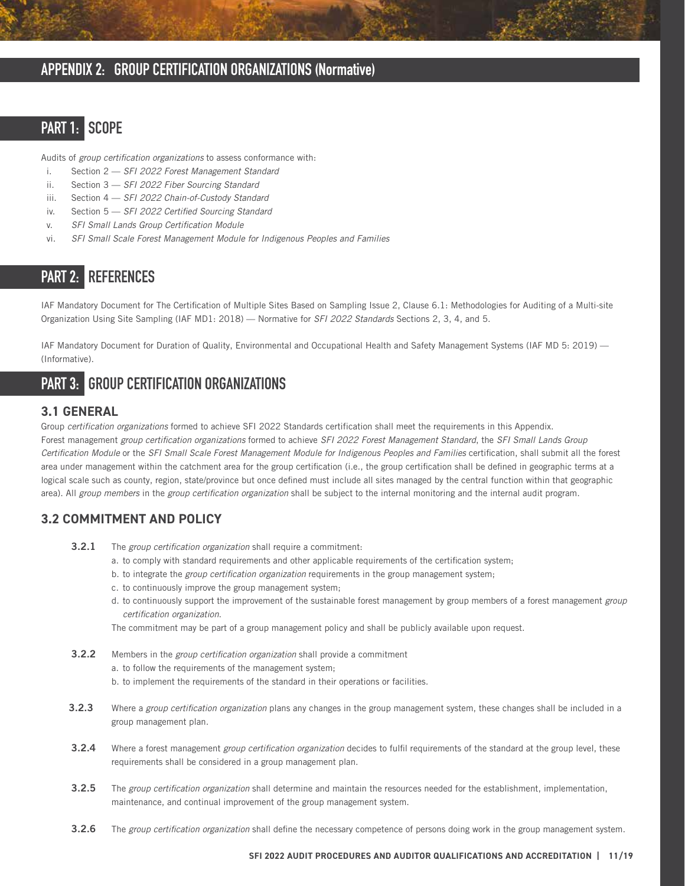# APPENDIX 2: GROUP CERTIFICATION ORGANIZATIONS (Normative)

## PART 1: SCOPE

Audits of *group certification organizations* to assess conformance with:

i. Section 2 — *SFI 2022 Forest Management Standard*
ii. Section 3 — *SFI 2022 Fiber Sourcing Standard*
iii. Section 4 — *SFI 2022 Chain-of-Custody Standard*
iv. Section 5 — *SFI 2022 Certified Sourcing Standard*
v. *SFI Small Lands Group Certification Module*
vi. *SFI Small Scale Forest Management Module for Indigenous Peoples and Families*

## PART 2: REFERENCES

IAF Mandatory Document for The Certification of Multiple Sites Based on Sampling Issue 2, Clause 6.1: Methodologies for Auditing of a Multi-site Organization Using Site Sampling (IAF MD1: 2018) — Normative for *SFI 2022 Standards* Sections 2, 3, 4, and 5.

IAF Mandatory Document for Duration of Quality, Environmental and Occupational Health and Safety Management Systems (IAF MD 5: 2019) — (Informative).

## PART 3: GROUP CERTIFICATION ORGANIZATIONS

### 3.1 GENERAL

Group *certification organizations* formed to achieve SFI 2022 Standards certification shall meet the requirements in this Appendix. Forest management *group certification organizations* formed to achieve *SFI 2022 Forest Management Standard*, the *SFI Small Lands Group Certification Module* or the *SFI Small Scale Forest Management Module for Indigenous Peoples and Families* certification, shall submit all the forest area under management within the catchment area for the group certification (i.e., the group certification shall be defined in geographic terms at a logical scale such as county, region, state/province but once defined must include all sites managed by the central function within that geographic area). All *group members* in the *group certification organization* shall be subject to the internal monitoring and the internal audit program.

### 3.2 COMMITMENT AND POLICY

**3.2.1** The *group certification organization* shall require a commitment:

a. to comply with standard requirements and other applicable requirements of the certification system;
b. to integrate the *group certification organization* requirements in the group management system;
c. to continuously improve the group management system;
d. to continuously support the improvement of the sustainable forest management by group members of a forest management *group certification organization*.

The commitment may be part of a group management policy and shall be publicly available upon request.

**3.2.2** Members in the *group certification organization* shall provide a commitment

a. to follow the requirements of the management system;
b. to implement the requirements of the standard in their operations or facilities.

**3.2.3** Where a *group certification organization* plans any changes in the group management system, these changes shall be included in a group management plan.

**3.2.4** Where a forest management *group certification organization* decides to fulfil requirements of the standard at the group level, these requirements shall be considered in a group management plan.

**3.2.5** The *group certification organization* shall determine and maintain the resources needed for the establishment, implementation, maintenance, and continual improvement of the group management system.

**3.2.6** The *group certification organization* shall define the necessary competence of persons doing work in the group management system.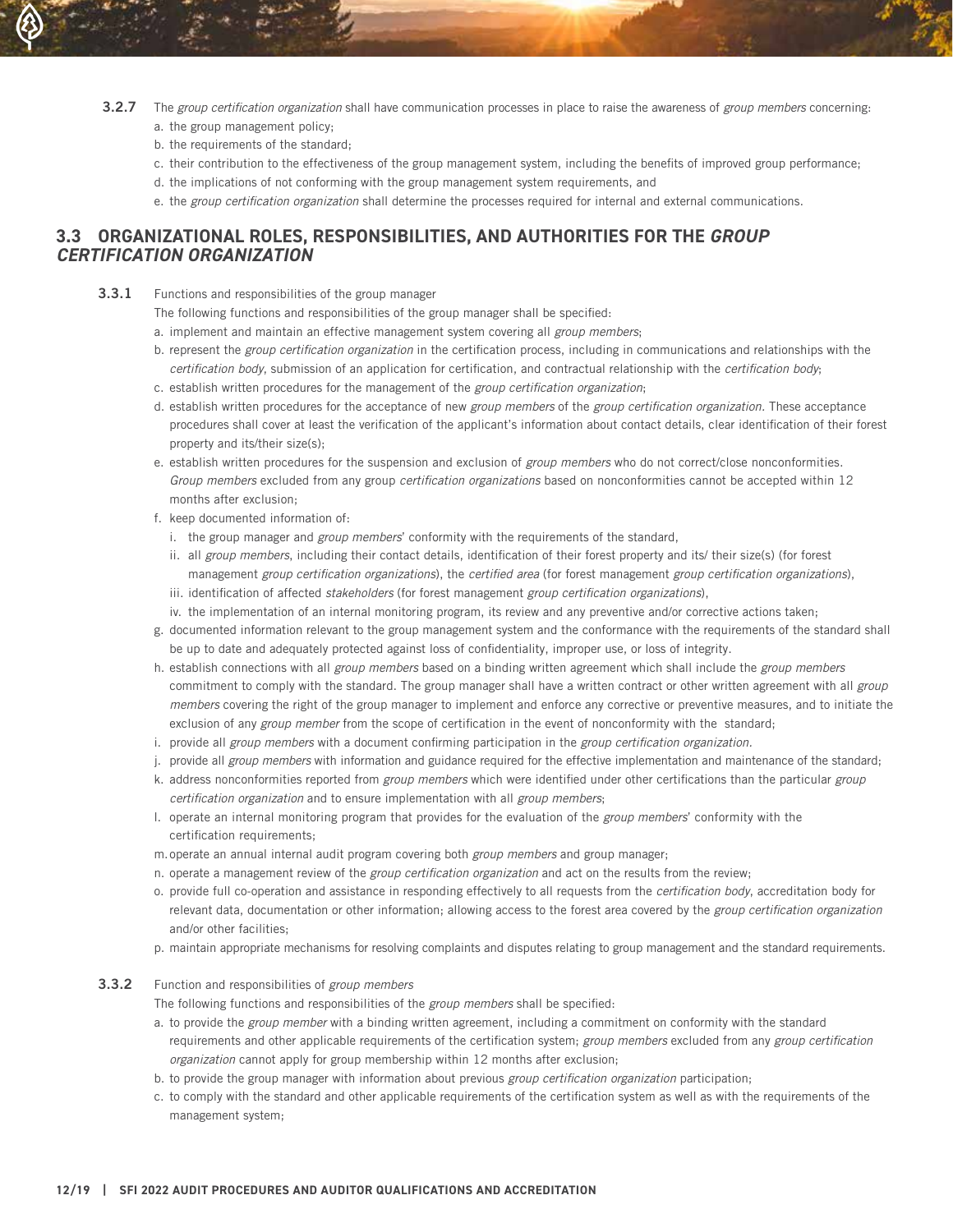**3.2.7** The *group certification organization* shall have communication processes in place to raise the awareness of *group members* concerning:

a. the group management policy;

b. the requirements of the standard;

c. their contribution to the effectiveness of the group management system, including the benefits of improved group performance;

d. the implications of not conforming with the group management system requirements, and

e. the *group certification organization* shall determine the processes required for internal and external communications.

## 3.3 ORGANIZATIONAL ROLES, RESPONSIBILITIES, AND AUTHORITIES FOR THE *GROUP CERTIFICATION ORGANIZATION*

**3.3.1** Functions and responsibilities of the group manager

The following functions and responsibilities of the group manager shall be specified:

a. implement and maintain an effective management system covering all *group members*;

b. represent the *group certification organization* in the certification process, including in communications and relationships with the *certification body*, submission of an application for certification, and contractual relationship with the *certification body*;

c. establish written procedures for the management of the *group certification organization*;

d. establish written procedures for the acceptance of new *group members* of the *group certification organization.* These acceptance procedures shall cover at least the verification of the applicant's information about contact details, clear identification of their forest property and its/their size(s);

e. establish written procedures for the suspension and exclusion of *group members* who do not correct/close nonconformities. *Group members* excluded from any group *certification organizations* based on nonconformities cannot be accepted within 12 months after exclusion;

f. keep documented information of:

   i. the group manager and *group members*' conformity with the requirements of the standard,

   ii. all *group members*, including their contact details, identification of their forest property and its/ their size(s) (for forest management *group certification organizations*), the *certified area* (for forest management *group certification organizations*),

   iii. identification of affected *stakeholders* (for forest management *group certification organizations*),

   iv. the implementation of an internal monitoring program, its review and any preventive and/or corrective actions taken;

g. documented information relevant to the group management system and the conformance with the requirements of the standard shall be up to date and adequately protected against loss of confidentiality, improper use, or loss of integrity.

h. establish connections with all *group members* based on a binding written agreement which shall include the *group members* commitment to comply with the standard. The group manager shall have a written contract or other written agreement with all *group members* covering the right of the group manager to implement and enforce any corrective or preventive measures, and to initiate the exclusion of any *group member* from the scope of certification in the event of nonconformity with the standard;

i. provide all *group members* with a document confirming participation in the *group certification organization.*

j. provide all *group members* with information and guidance required for the effective implementation and maintenance of the standard;

k. address nonconformities reported from *group members* which were identified under other certifications than the particular *group certification organization* and to ensure implementation with all *group members*;

l. operate an internal monitoring program that provides for the evaluation of the *group members*' conformity with the certification requirements;

m. operate an annual internal audit program covering both *group members* and group manager;

n. operate a management review of the *group certification organization* and act on the results from the review;

o. provide full co-operation and assistance in responding effectively to all requests from the *certification body*, accreditation body for relevant data, documentation or other information; allowing access to the forest area covered by the *group certification organization* and/or other facilities;

p. maintain appropriate mechanisms for resolving complaints and disputes relating to group management and the standard requirements.

**3.3.2** Function and responsibilities of *group members*

The following functions and responsibilities of the *group members* shall be specified:

a. to provide the *group member* with a binding written agreement, including a commitment on conformity with the standard requirements and other applicable requirements of the certification system; *group members* excluded from any *group certification organization* cannot apply for group membership within 12 months after exclusion;

b. to provide the group manager with information about previous *group certification organization* participation;

c. to comply with the standard and other applicable requirements of the certification system as well as with the requirements of the management system;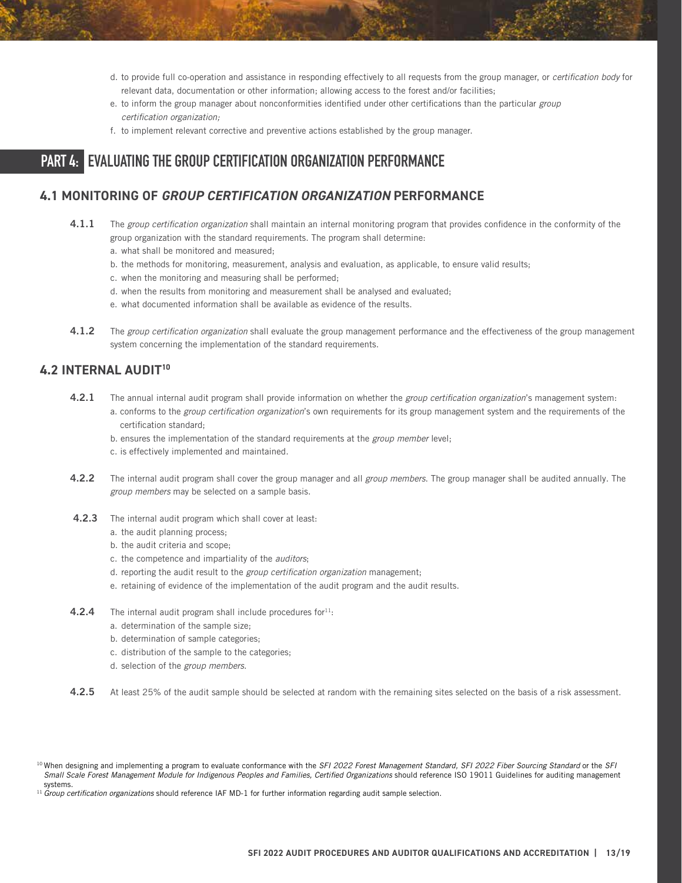d. to provide full co-operation and assistance in responding effectively to all requests from the group manager, or *certification body* for relevant data, documentation or other information; allowing access to the forest and/or facilities;
e. to inform the group manager about nonconformities identified under other certifications than the particular *group certification organization;*
f. to implement relevant corrective and preventive actions established by the group manager.

# PART 4: EVALUATING THE GROUP CERTIFICATION ORGANIZATION PERFORMANCE

## 4.1 MONITORING OF *GROUP CERTIFICATION ORGANIZATION* PERFORMANCE

**4.1.1** The *group certification organization* shall maintain an internal monitoring program that provides confidence in the conformity of the group organization with the standard requirements. The program shall determine:

a. what shall be monitored and measured;
b. the methods for monitoring, measurement, analysis and evaluation, as applicable, to ensure valid results;
c. when the monitoring and measuring shall be performed;
d. when the results from monitoring and measurement shall be analysed and evaluated;
e. what documented information shall be available as evidence of the results.

**4.1.2** The *group certification organization* shall evaluate the group management performance and the effectiveness of the group management system concerning the implementation of the standard requirements.

## 4.2 INTERNAL AUDIT[10]

**4.2.1** The annual internal audit program shall provide information on whether the *group certification organization*'s management system:

a. conforms to the *group certification organization*'s own requirements for its group management system and the requirements of the certification standard;
b. ensures the implementation of the standard requirements at the *group member* level;
c. is effectively implemented and maintained.

**4.2.2** The internal audit program shall cover the group manager and all *group members*. The group manager shall be audited annually. The *group members* may be selected on a sample basis.

**4.2.3** The internal audit program which shall cover at least:

a. the audit planning process;
b. the audit criteria and scope;
c. the competence and impartiality of the *auditors*;
d. reporting the audit result to the *group certification organization* management;
e. retaining of evidence of the implementation of the audit program and the audit results.

**4.2.4** The internal audit program shall include procedures for[11]:

a. determination of the sample size;
b. determination of sample categories;
c. distribution of the sample to the categories;
d. selection of the *group members*.

**4.2.5** At least 25% of the audit sample should be selected at random with the remaining sites selected on the basis of a risk assessment.

[10] When designing and implementing a program to evaluate conformance with the *SFI 2022 Forest Management Standard, SFI 2022 Fiber Sourcing Standard* or the *SFI Small Scale Forest Management Module for Indigenous Peoples and Families, Certified Organizations* should reference ISO 19011 Guidelines for auditing management systems.

[11] *Group certification organizations* should reference IAF MD-1 for further information regarding audit sample selection.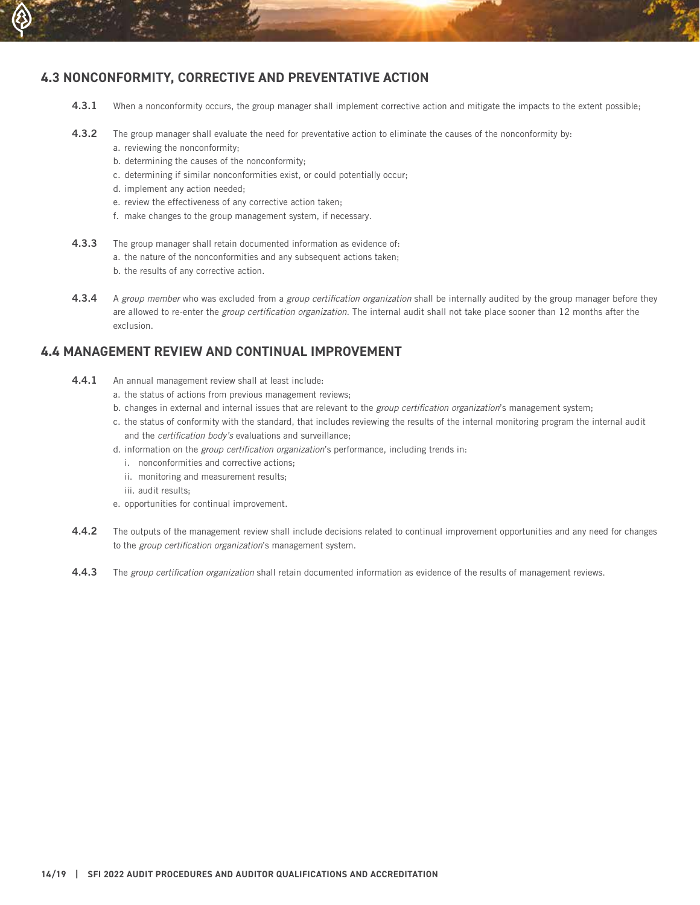## 4.3 NONCONFORMITY, CORRECTIVE AND PREVENTATIVE ACTION

**4.3.1** When a nonconformity occurs, the group manager shall implement corrective action and mitigate the impacts to the extent possible;

**4.3.2** The group manager shall evaluate the need for preventative action to eliminate the causes of the nonconformity by:

a. reviewing the nonconformity;
b. determining the causes of the nonconformity;
c. determining if similar nonconformities exist, or could potentially occur;
d. implement any action needed;
e. review the effectiveness of any corrective action taken;
f. make changes to the group management system, if necessary.

**4.3.3** The group manager shall retain documented information as evidence of:

a. the nature of the nonconformities and any subsequent actions taken;
b. the results of any corrective action.

**4.3.4** A *group member* who was excluded from a *group certification organization* shall be internally audited by the group manager before they are allowed to re-enter the *group certification organization*. The internal audit shall not take place sooner than 12 months after the exclusion.

## 4.4 MANAGEMENT REVIEW AND CONTINUAL IMPROVEMENT

**4.4.1** An annual management review shall at least include:

a. the status of actions from previous management reviews;
b. changes in external and internal issues that are relevant to the *group certification organization*'s management system;
c. the status of conformity with the standard, that includes reviewing the results of the internal monitoring program the internal audit and the *certification body's* evaluations and surveillance;
d. information on the *group certification organization*'s performance, including trends in:
   i. nonconformities and corrective actions;
   ii. monitoring and measurement results;
   iii. audit results;
e. opportunities for continual improvement.

**4.4.2** The outputs of the management review shall include decisions related to continual improvement opportunities and any need for changes to the *group certification organization*'s management system.

**4.4.3** The *group certification organization* shall retain documented information as evidence of the results of management reviews.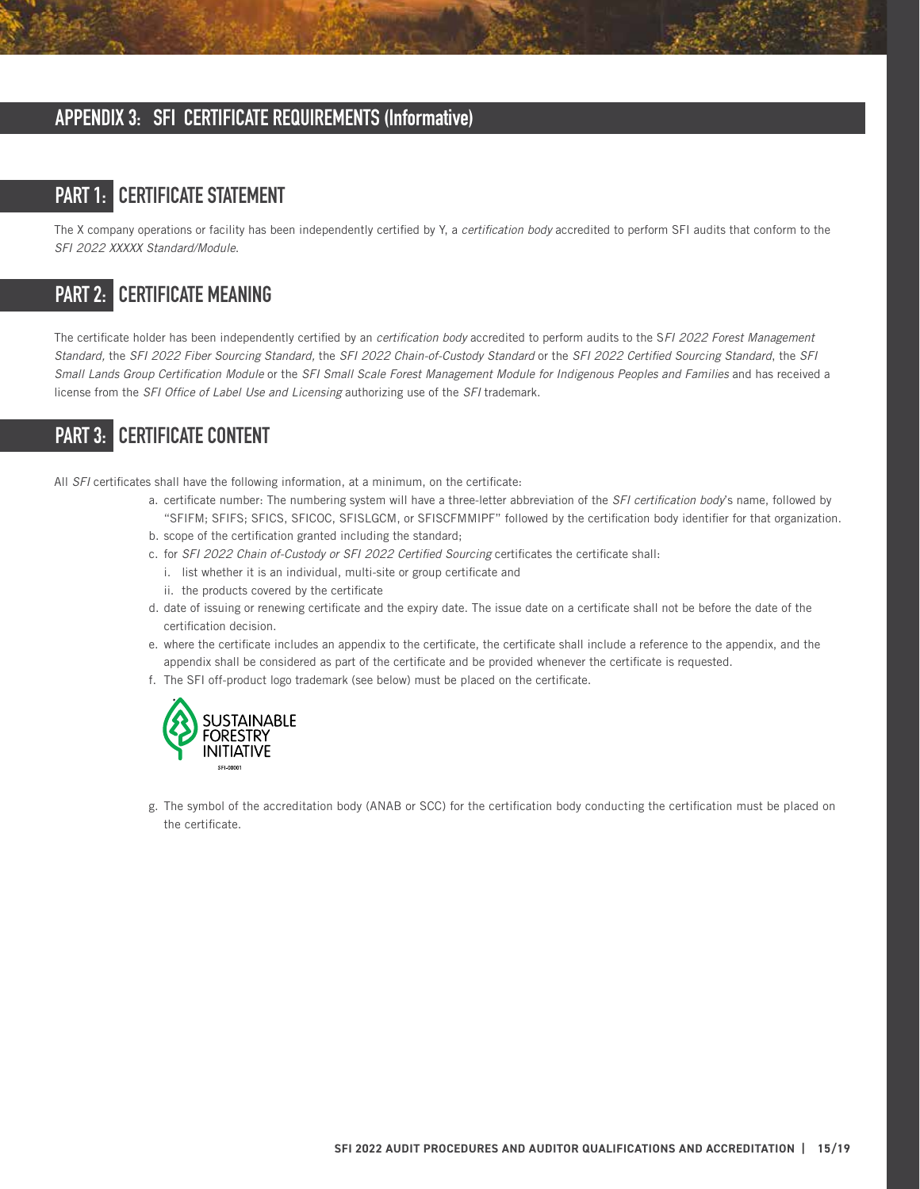# APPENDIX 3: SFI CERTIFICATE REQUIREMENTS (Informative)

## PART 1: CERTIFICATE STATEMENT

The X company operations or facility has been independently certified by Y, a *certification body* accredited to perform SFI audits that conform to the *SFI 2022 XXXXX Standard/Module*.

## PART 2: CERTIFICATE MEANING

The certificate holder has been independently certified by an *certification body* accredited to perform audits to the S*FI 2022 Forest Management Standard,* the *SFI 2022 Fiber Sourcing Standard,* the *SFI 2022 Chain-of-Custody Standard* or the *SFI 2022 Certified Sourcing Standard*, the *SFI Small Lands Group Certification Module* or the *SFI Small Scale Forest Management Module for Indigenous Peoples and Families* and has received a license from the *SFI Office of Label Use and Licensing* authorizing use of the *SFI* trademark.

## PART 3: CERTIFICATE CONTENT

All *SFI* certificates shall have the following information, at a minimum, on the certificate:

a. certificate number: The numbering system will have a three-letter abbreviation of the *SFI certification body*'s name, followed by "SFIFM; SFIFS; SFICS, SFICOC, SFISLGCM, or SFISCFMMIPF" followed by the certification body identifier for that organization.
b. scope of the certification granted including the standard;
c. for *SFI 2022 Chain of-Custody or SFI 2022 Certified Sourcing* certificates the certificate shall:
   i. list whether it is an individual, multi-site or group certificate and
   ii. the products covered by the certificate
d. date of issuing or renewing certificate and the expiry date. The issue date on a certificate shall not be before the date of the certification decision.
e. where the certificate includes an appendix to the certificate, the certificate shall include a reference to the appendix, and the appendix shall be considered as part of the certificate and be provided whenever the certificate is requested.
f. The SFI off-product logo trademark (see below) must be placed on the certificate.

SUSTAINABLE FORESTRY INITIATIVE
SFI-00001

g. The symbol of the accreditation body (ANAB or SCC) for the certification body conducting the certification must be placed on the certificate.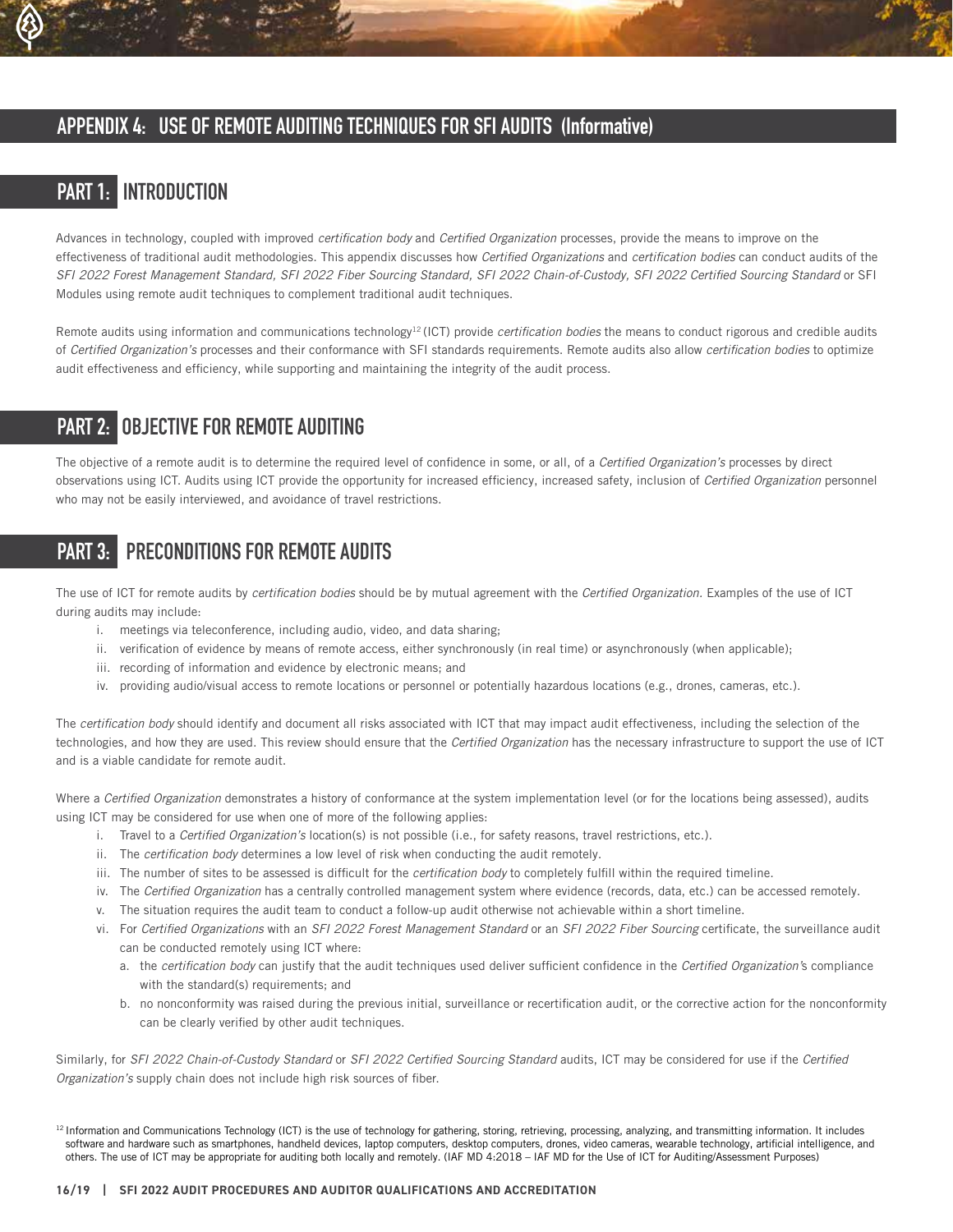# APPENDIX 4: USE OF REMOTE AUDITING TECHNIQUES FOR SFI AUDITS (Informative)

## PART 1: INTRODUCTION

Advances in technology, coupled with improved *certification body* and *Certified Organization* processes, provide the means to improve on the effectiveness of traditional audit methodologies. This appendix discusses how *Certified Organizations* and *certification bodies* can conduct audits of the *SFI 2022 Forest Management Standard, SFI 2022 Fiber Sourcing Standard, SFI 2022 Chain-of-Custody, SFI 2022 Certified Sourcing Standard* or SFI Modules using remote audit techniques to complement traditional audit techniques.

Remote audits using information and communications technology[12] (ICT) provide *certification bodies* the means to conduct rigorous and credible audits of *Certified Organization's* processes and their conformance with SFI standards requirements. Remote audits also allow *certification bodies* to optimize audit effectiveness and efficiency, while supporting and maintaining the integrity of the audit process.

## PART 2: OBJECTIVE FOR REMOTE AUDITING

The objective of a remote audit is to determine the required level of confidence in some, or all, of a *Certified Organization's* processes by direct observations using ICT. Audits using ICT provide the opportunity for increased efficiency, increased safety, inclusion of *Certified Organization* personnel who may not be easily interviewed, and avoidance of travel restrictions.

## PART 3: PRECONDITIONS FOR REMOTE AUDITS

The use of ICT for remote audits by *certification bodies* should be by mutual agreement with the *Certified Organization*. Examples of the use of ICT during audits may include:

- i. meetings via teleconference, including audio, video, and data sharing;
- ii. verification of evidence by means of remote access, either synchronously (in real time) or asynchronously (when applicable);
- iii. recording of information and evidence by electronic means; and
- iv. providing audio/visual access to remote locations or personnel or potentially hazardous locations (e.g., drones, cameras, etc.).

The *certification body* should identify and document all risks associated with ICT that may impact audit effectiveness, including the selection of the technologies, and how they are used. This review should ensure that the *Certified Organization* has the necessary infrastructure to support the use of ICT and is a viable candidate for remote audit.

Where a *Certified Organization* demonstrates a history of conformance at the system implementation level (or for the locations being assessed), audits using ICT may be considered for use when one of more of the following applies:

- i. Travel to a *Certified Organization's* location(s) is not possible (i.e., for safety reasons, travel restrictions, etc.).
- ii. The *certification body* determines a low level of risk when conducting the audit remotely.
- iii. The number of sites to be assessed is difficult for the *certification body* to completely fulfill within the required timeline.
- iv. The *Certified Organization* has a centrally controlled management system where evidence (records, data, etc.) can be accessed remotely.
- v. The situation requires the audit team to conduct a follow-up audit otherwise not achievable within a short timeline.
- vi. For *Certified Organizations* with an *SFI 2022 Forest Management Standard* or an *SFI 2022 Fiber Sourcing* certificate, the surveillance audit can be conducted remotely using ICT where:
  - a. the *certification body* can justify that the audit techniques used deliver sufficient confidence in the *Certified Organization*'s compliance with the standard(s) requirements; and
  - b. no nonconformity was raised during the previous initial, surveillance or recertification audit, or the corrective action for the nonconformity can be clearly verified by other audit techniques.

Similarly, for *SFI 2022 Chain-of-Custody Standard* or *SFI 2022 Certified Sourcing Standard* audits, ICT may be considered for use if the *Certified Organization's* supply chain does not include high risk sources of fiber.

[12] Information and Communications Technology (ICT) is the use of technology for gathering, storing, retrieving, processing, analyzing, and transmitting information. It includes software and hardware such as smartphones, handheld devices, laptop computers, desktop computers, drones, video cameras, wearable technology, artificial intelligence, and others. The use of ICT may be appropriate for auditing both locally and remotely. (IAF MD 4:2018 – IAF MD for the Use of ICT for Auditing/Assessment Purposes)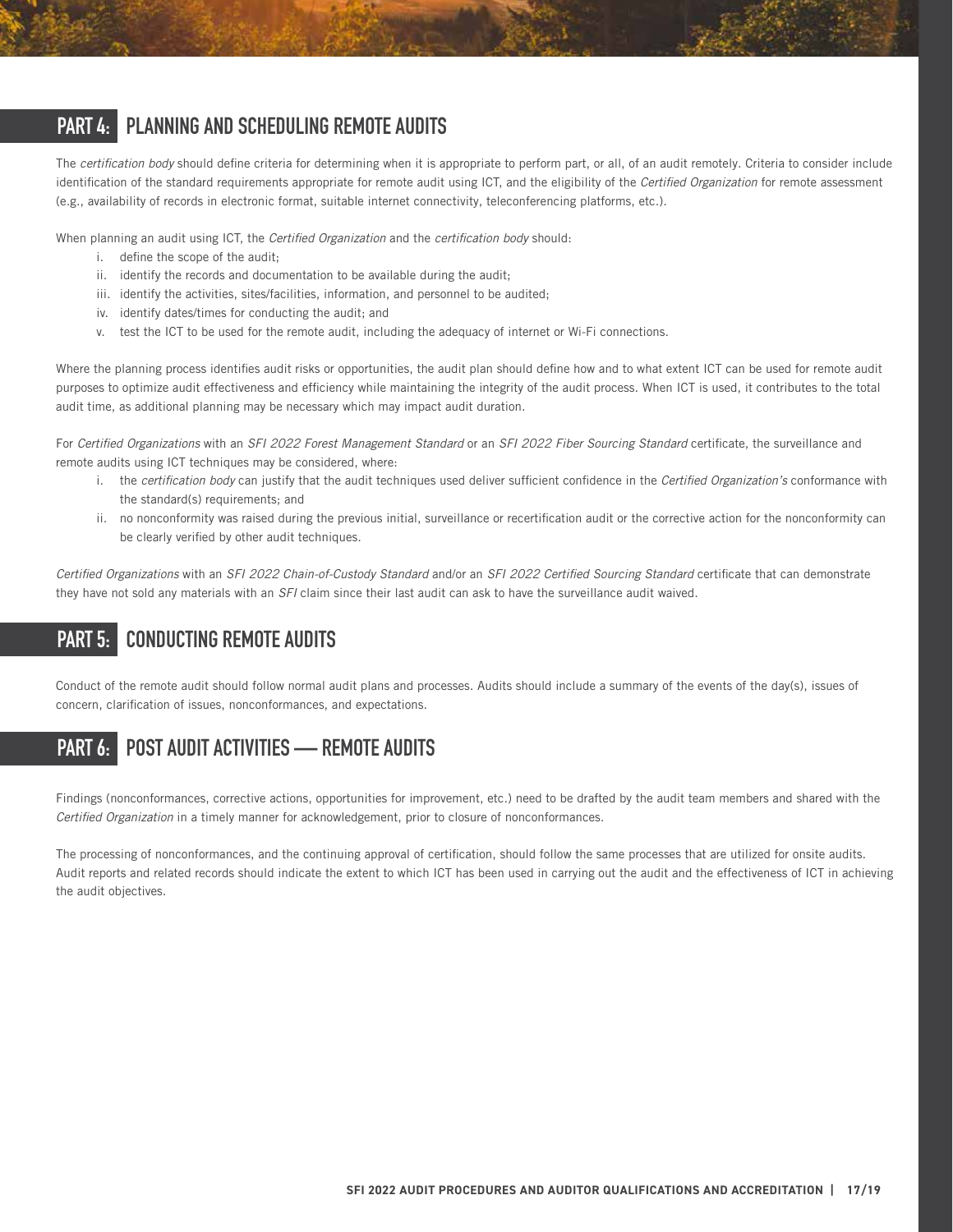## PART 4: PLANNING AND SCHEDULING REMOTE AUDITS

The *certification body* should define criteria for determining when it is appropriate to perform part, or all, of an audit remotely. Criteria to consider include identification of the standard requirements appropriate for remote audit using ICT, and the eligibility of the *Certified Organization* for remote assessment (e.g., availability of records in electronic format, suitable internet connectivity, teleconferencing platforms, etc.).

When planning an audit using ICT, the *Certified Organization* and the *certification body* should:

i. define the scope of the audit;
ii. identify the records and documentation to be available during the audit;
iii. identify the activities, sites/facilities, information, and personnel to be audited;
iv. identify dates/times for conducting the audit; and
v. test the ICT to be used for the remote audit, including the adequacy of internet or Wi-Fi connections.

Where the planning process identifies audit risks or opportunities, the audit plan should define how and to what extent ICT can be used for remote audit purposes to optimize audit effectiveness and efficiency while maintaining the integrity of the audit process. When ICT is used, it contributes to the total audit time, as additional planning may be necessary which may impact audit duration.

For *Certified Organizations* with an *SFI 2022 Forest Management Standard* or an *SFI 2022 Fiber Sourcing Standard* certificate, the surveillance and remote audits using ICT techniques may be considered, where:

i. the *certification body* can justify that the audit techniques used deliver sufficient confidence in the *Certified Organization's* conformance with the standard(s) requirements; and
ii. no nonconformity was raised during the previous initial, surveillance or recertification audit or the corrective action for the nonconformity can be clearly verified by other audit techniques.

*Certified Organizations* with an *SFI 2022 Chain-of-Custody Standard* and/or an *SFI 2022 Certified Sourcing Standard* certificate that can demonstrate they have not sold any materials with an *SFI* claim since their last audit can ask to have the surveillance audit waived.

## PART 5: CONDUCTING REMOTE AUDITS

Conduct of the remote audit should follow normal audit plans and processes. Audits should include a summary of the events of the day(s), issues of concern, clarification of issues, nonconformances, and expectations.

## PART 6: POST AUDIT ACTIVITIES — REMOTE AUDITS

Findings (nonconformances, corrective actions, opportunities for improvement, etc.) need to be drafted by the audit team members and shared with the *Certified Organization* in a timely manner for acknowledgement, prior to closure of nonconformances.

The processing of nonconformances, and the continuing approval of certification, should follow the same processes that are utilized for onsite audits. Audit reports and related records should indicate the extent to which ICT has been used in carrying out the audit and the effectiveness of ICT in achieving the audit objectives.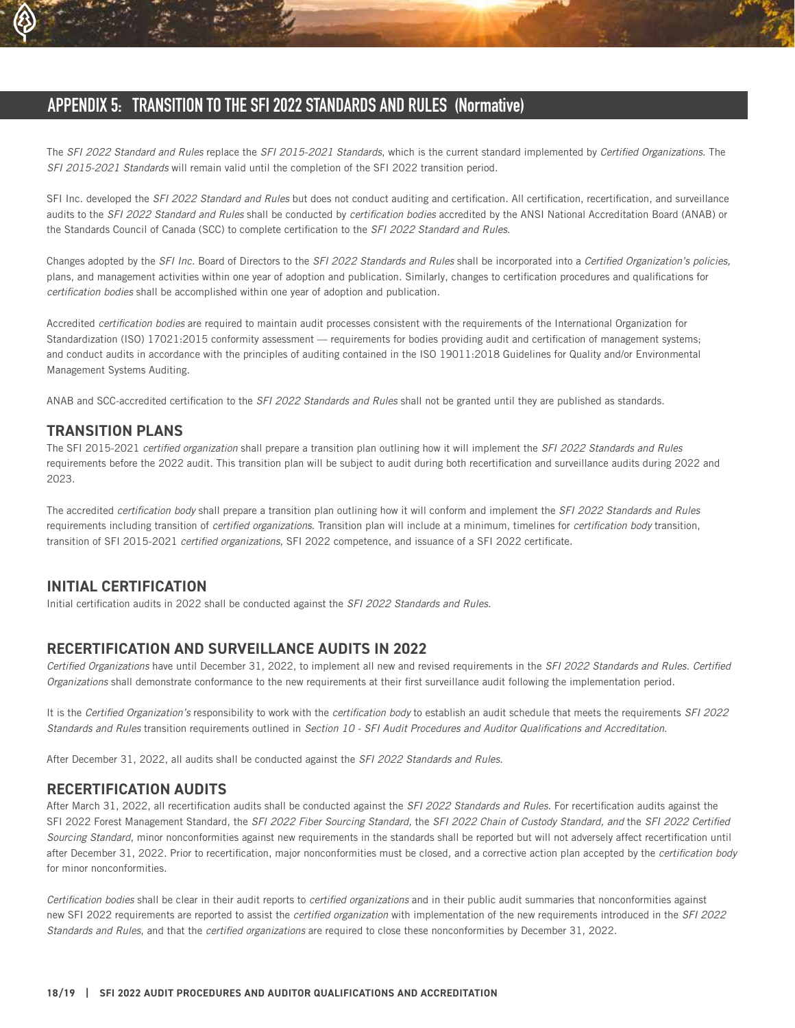# APPENDIX 5: TRANSITION TO THE SFI 2022 STANDARDS AND RULES (Normative)

The *SFI 2022 Standard and Rules* replace the *SFI 2015-2021 Standards*, which is the current standard implemented by *Certified Organizations*. The *SFI 2015-2021 Standards* will remain valid until the completion of the SFI 2022 transition period.

SFI Inc. developed the *SFI 2022 Standard and Rules* but does not conduct auditing and certification. All certification, recertification, and surveillance audits to the *SFI 2022 Standard and Rules* shall be conducted by *certification bodies* accredited by the ANSI National Accreditation Board (ANAB) or the Standards Council of Canada (SCC) to complete certification to the *SFI 2022 Standard and Rules*.

Changes adopted by the *SFI Inc.* Board of Directors to the *SFI 2022 Standards and Rules* shall be incorporated into a *Certified Organization's policies,* plans, and management activities within one year of adoption and publication. Similarly, changes to certification procedures and qualifications for *certification bodies* shall be accomplished within one year of adoption and publication.

Accredited *certification bodies* are required to maintain audit processes consistent with the requirements of the International Organization for Standardization (ISO) 17021:2015 conformity assessment — requirements for bodies providing audit and certification of management systems; and conduct audits in accordance with the principles of auditing contained in the ISO 19011:2018 Guidelines for Quality and/or Environmental Management Systems Auditing.

ANAB and SCC-accredited certification to the *SFI 2022 Standards and Rules* shall not be granted until they are published as standards.

## TRANSITION PLANS

The SFI 2015-2021 *certified organization* shall prepare a transition plan outlining how it will implement the *SFI 2022 Standards and Rules* requirements before the 2022 audit. This transition plan will be subject to audit during both recertification and surveillance audits during 2022 and 2023.

The accredited *certification body* shall prepare a transition plan outlining how it will conform and implement the *SFI 2022 Standards and Rules* requirements including transition of *certified organizations*. Transition plan will include at a minimum, timelines for *certification body* transition, transition of SFI 2015-2021 *certified organizations*, SFI 2022 competence, and issuance of a SFI 2022 certificate.

## INITIAL CERTIFICATION

Initial certification audits in 2022 shall be conducted against the *SFI 2022 Standards and Rules*.

## RECERTIFICATION AND SURVEILLANCE AUDITS IN 2022

*Certified Organizations* have until December 31, 2022, to implement all new and revised requirements in the *SFI 2022 Standards and Rules. Certified Organizations* shall demonstrate conformance to the new requirements at their first surveillance audit following the implementation period.

It is the *Certified Organization's* responsibility to work with the *certification body* to establish an audit schedule that meets the requirements *SFI 2022 Standards and Rules* transition requirements outlined in *Section 10 - SFI Audit Procedures and Auditor Qualifications and Accreditation*.

After December 31, 2022, all audits shall be conducted against the *SFI 2022 Standards and Rules*.

## RECERTIFICATION AUDITS

After March 31, 2022, all recertification audits shall be conducted against the *SFI 2022 Standards and Rules*. For recertification audits against the SFI 2022 Forest Management Standard, the *SFI 2022 Fiber Sourcing Standard,* the *SFI 2022 Chain of Custody Standard, and* the *SFI 2022 Certified Sourcing Standard*, minor nonconformities against new requirements in the standards shall be reported but will not adversely affect recertification until after December 31, 2022. Prior to recertification, major nonconformities must be closed, and a corrective action plan accepted by the *certification body* for minor nonconformities.

*Certification bodies* shall be clear in their audit reports to *certified organizations* and in their public audit summaries that nonconformities against new SFI 2022 requirements are reported to assist the *certified organization* with implementation of the new requirements introduced in the *SFI 2022 Standards and Rules*, and that the *certified organizations* are required to close these nonconformities by December 31, 2022.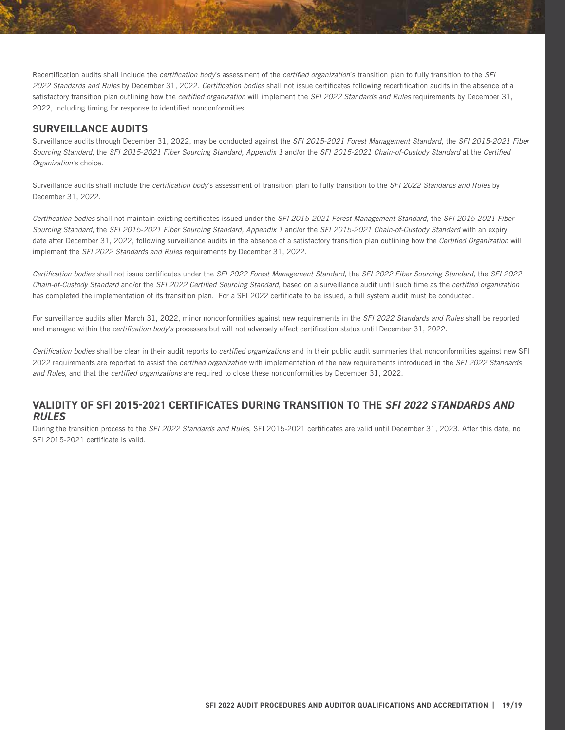Recertification audits shall include the *certification body*'s assessment of the *certified organization*'s transition plan to fully transition to the *SFI 2022 Standards and Rules* by December 31, 2022. *Certification bodies* shall not issue certificates following recertification audits in the absence of a satisfactory transition plan outlining how the *certified organization* will implement the *SFI 2022 Standards and Rules* requirements by December 31, 2022, including timing for response to identified nonconformities.

## SURVEILLANCE AUDITS

Surveillance audits through December 31, 2022, may be conducted against the *SFI 2015-2021 Forest Management Standard,* the *SFI 2015-2021 Fiber Sourcing Standard,* the *SFI 2015-2021 Fiber Sourcing Standard, Appendix 1* and/or the *SFI 2015-2021 Chain-of-Custody Standard* at the *Certified Organization's* choice.

Surveillance audits shall include the *certification body*'s assessment of transition plan to fully transition to the *SFI 2022 Standards and Rules* by December 31, 2022.

*Certification bodies* shall not maintain existing certificates issued under the *SFI 2015-2021 Forest Management Standard,* the *SFI 2015-2021 Fiber Sourcing Standard,* the *SFI 2015-2021 Fiber Sourcing Standard, Appendix 1* and/or the *SFI 2015-2021 Chain-of-Custody Standard* with an expiry date after December 31, 2022, following surveillance audits in the absence of a satisfactory transition plan outlining how the *Certified Organization* will implement the *SFI 2022 Standards and Rules* requirements by December 31, 2022.

*Certification bodies* shall not issue certificates under the *SFI 2022 Forest Management Standard,* the *SFI 2022 Fiber Sourcing Standard,* the *SFI 2022 Chain-of-Custody Standard* and/or the *SFI 2022 Certified Sourcing Standard*, based on a surveillance audit until such time as the *certified organization* has completed the implementation of its transition plan. For a SFI 2022 certificate to be issued, a full system audit must be conducted.

For surveillance audits after March 31, 2022, minor nonconformities against new requirements in the *SFI 2022 Standards and Rules* shall be reported and managed within the *certification body's* processes but will not adversely affect certification status until December 31, 2022.

*Certification bodies* shall be clear in their audit reports to *certified organizations* and in their public audit summaries that nonconformities against new SFI 2022 requirements are reported to assist the *certified organization* with implementation of the new requirements introduced in the *SFI 2022 Standards and Rules*, and that the *certified organizations* are required to close these nonconformities by December 31, 2022.

## VALIDITY OF SFI 2015-2021 CERTIFICATES DURING TRANSITION TO THE *SFI 2022 STANDARDS AND RULES*

During the transition process to the *SFI 2022 Standards and Rules*, SFI 2015-2021 certificates are valid until December 31, 2023. After this date, no SFI 2015-2021 certificate is valid.